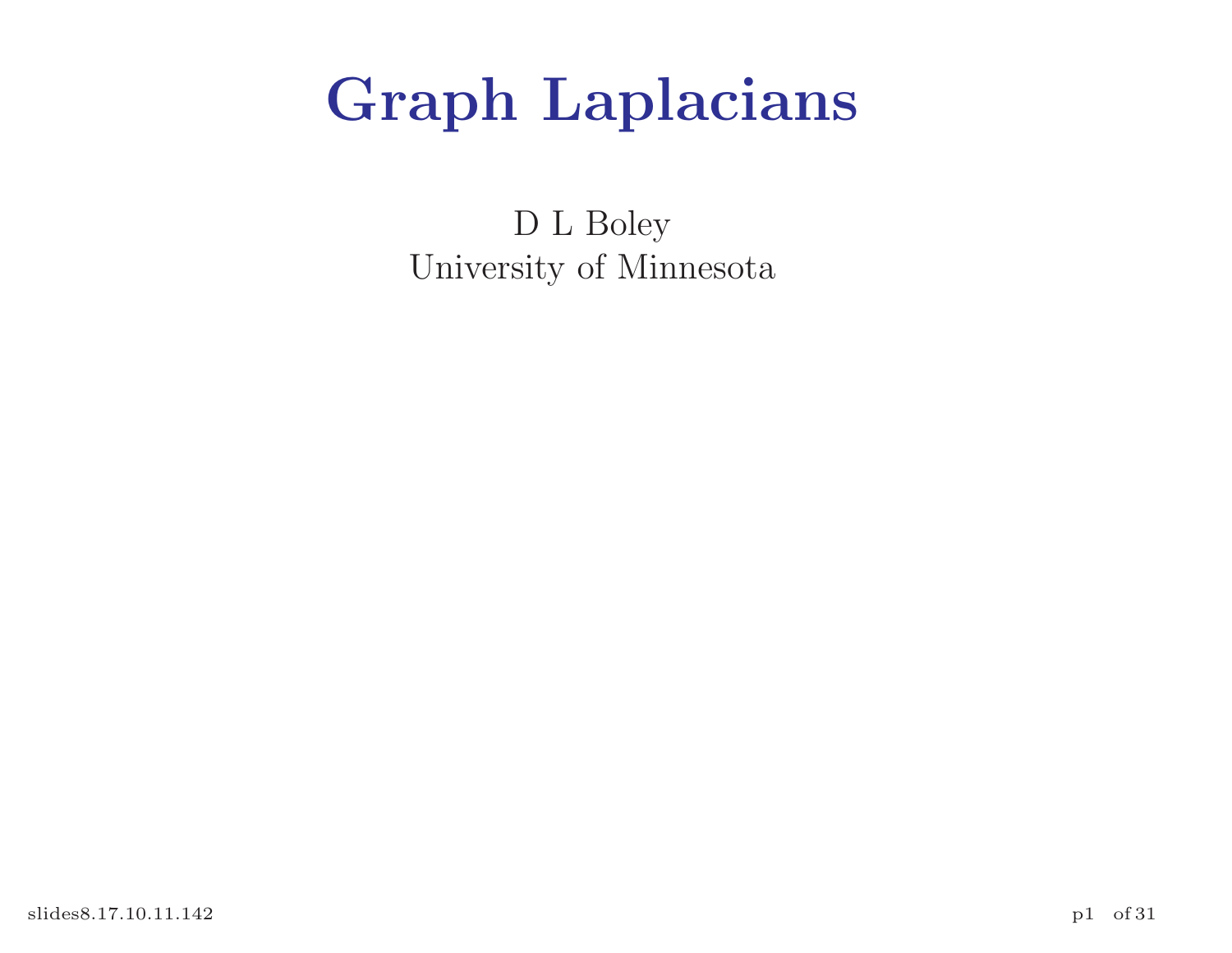# Graph Laplacians

D L Boley
University of Minnesota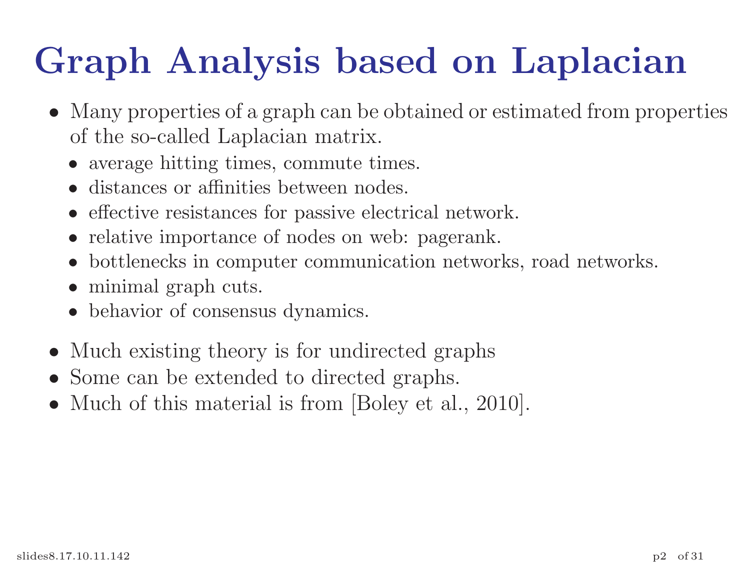# Graph Analysis based on Laplacian

- Many properties of a graph can be obtained or estimated from properties of the so-called Laplacian matrix.
  - average hitting times, commute times.
  - distances or affinities between nodes.
  - effective resistances for passive electrical network.
  - relative importance of nodes on web: pagerank.
  - bottlenecks in computer communication networks, road networks.
  - minimal graph cuts.
  - behavior of consensus dynamics.
- Much existing theory is for undirected graphs
- Some can be extended to directed graphs.
- Much of this material is from [Boley et al., 2010].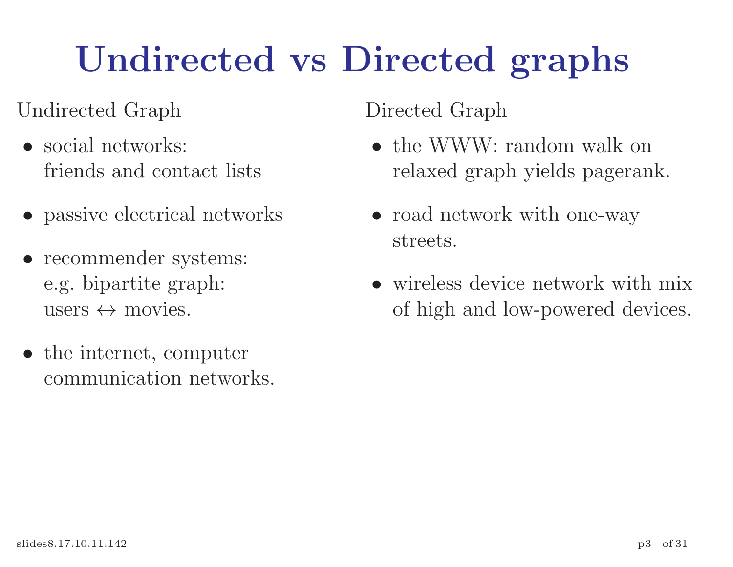# Undirected vs Directed graphs

Undirected Graph

- social networks:
  friends and contact lists
- passive electrical networks
- recommender systems:
  e.g. bipartite graph:
  users $\leftrightarrow$ movies.
- the internet, computer communication networks.

Directed Graph

- the WWW: random walk on relaxed graph yields pagerank.
- road network with one-way streets.
- wireless device network with mix of high and low-powered devices.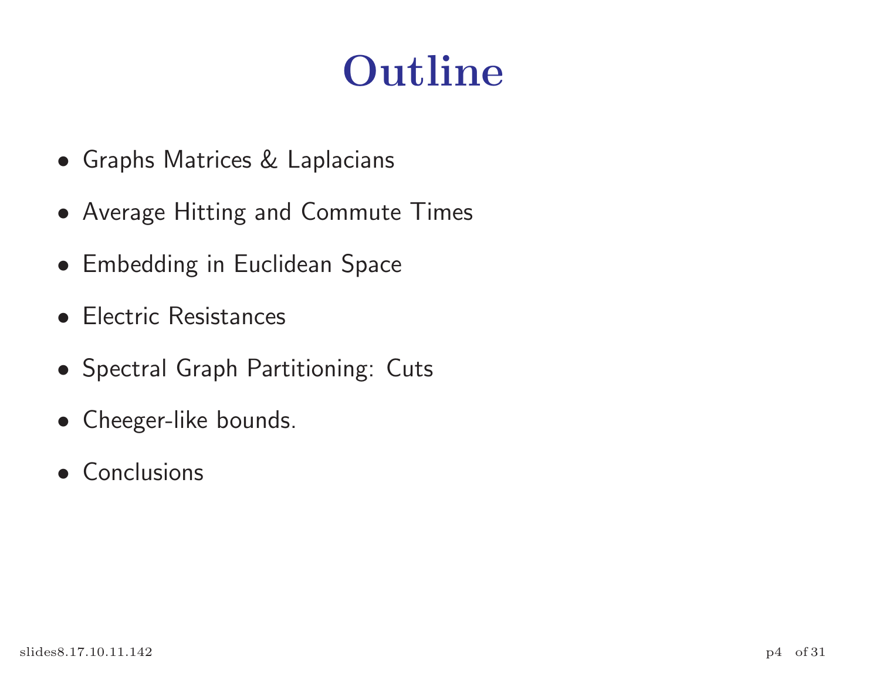# Outline

- Graphs Matrices & Laplacians
- Average Hitting and Commute Times
- Embedding in Euclidean Space
- Electric Resistances
- Spectral Graph Partitioning: Cuts
- Cheeger-like bounds.
- Conclusions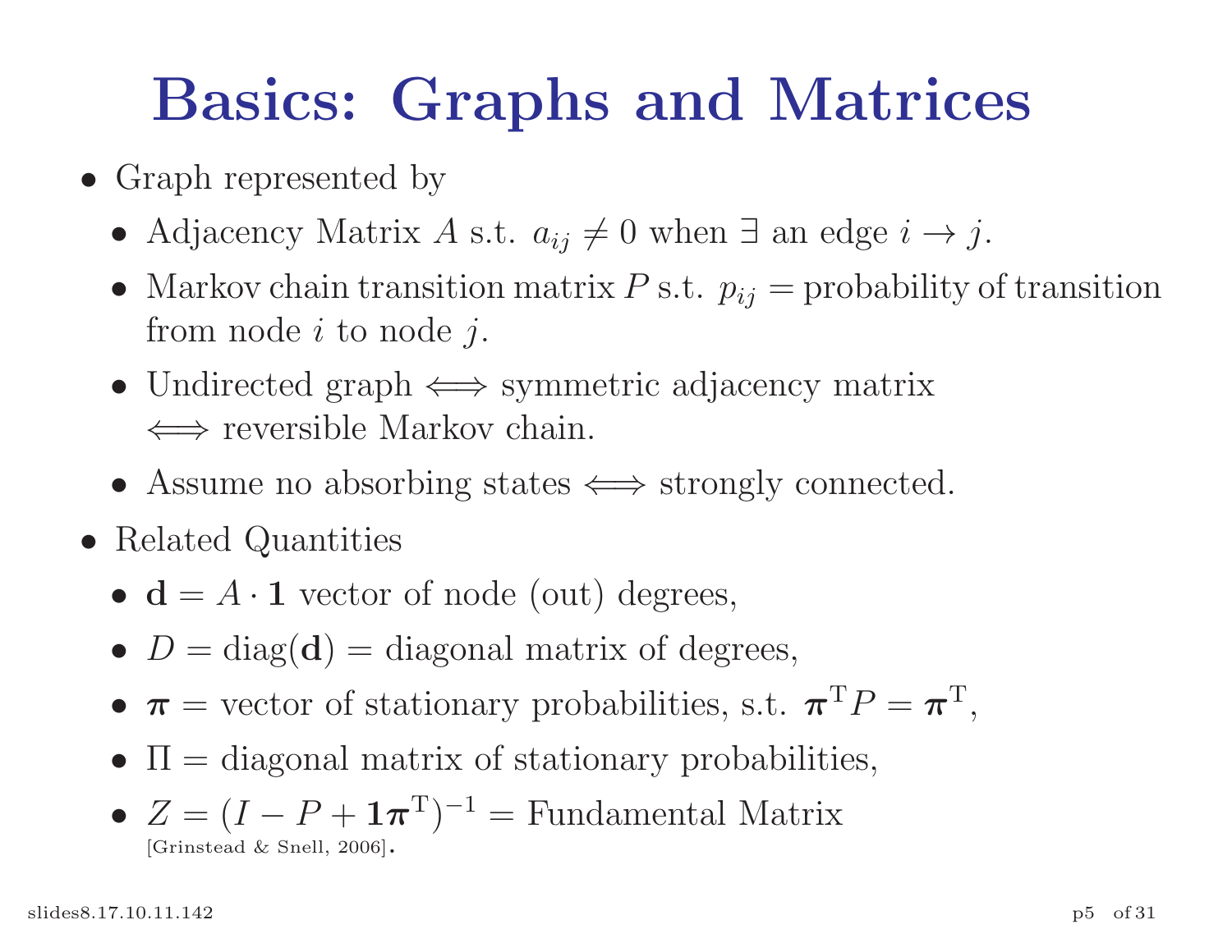# Basics: Graphs and Matrices

- Graph represented by
  - Adjacency Matrix $A$ s.t. $a_{ij} \neq 0$ when $\exists$ an edge $i \to j$.
  - Markov chain transition matrix $P$ s.t. $p_{ij}$ = probability of transition from node $i$ to node $j$.
  - Undirected graph $\iff$ symmetric adjacency matrix $\iff$ reversible Markov chain.
  - Assume no absorbing states $\iff$ strongly connected.
- Related Quantities
  - $\mathbf{d} = A \cdot \mathbf{1}$ vector of node (out) degrees,
  - $D = \text{diag}(\mathbf{d})$ = diagonal matrix of degrees,
  - $\boldsymbol{\pi}$ = vector of stationary probabilities, s.t. $\boldsymbol{\pi}^{\mathrm{T}} P = \boldsymbol{\pi}^{\mathrm{T}}$,
  - $\Pi$ = diagonal matrix of stationary probabilities,
  - $Z = (I - P + \mathbf{1}\boldsymbol{\pi}^{\mathrm{T}})^{-1}$ = Fundamental Matrix [Grinstead & Snell, 2006].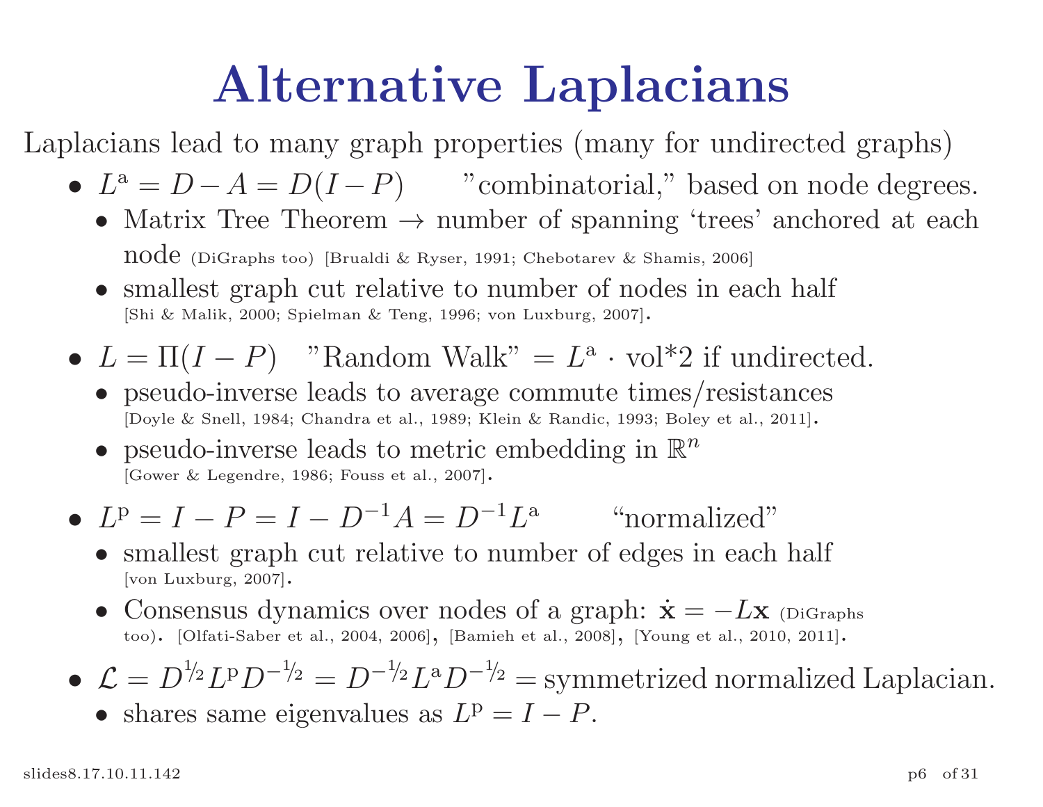# Alternative Laplacians

Laplacians lead to many graph properties (many for undirected graphs)

- $L^{\mathrm{a}} = D - A = D(I - P)$ "combinatorial," based on node degrees.
  - Matrix Tree Theorem → number of spanning 'trees' anchored at each node (DiGraphs too) [Brualdi & Ryser, 1991; Chebotarev & Shamis, 2006]
  - smallest graph cut relative to number of nodes in each half [Shi & Malik, 2000; Spielman & Teng, 1996; von Luxburg, 2007].
- $L = \Pi(I - P)$ "Random Walk" = $L^{\mathrm{a}} \cdot$ vol*2 if undirected.
  - pseudo-inverse leads to average commute times/resistances [Doyle & Snell, 1984; Chandra et al., 1989; Klein & Randic, 1993; Boley et al., 2011].
  - pseudo-inverse leads to metric embedding in $\mathbb{R}^n$ [Gower & Legendre, 1986; Fouss et al., 2007].
- $L^{\mathrm{p}} = I - P = I - D^{-1}A = D^{-1}L^{\mathrm{a}}$ "normalized"
  - smallest graph cut relative to number of edges in each half [von Luxburg, 2007].
  - Consensus dynamics over nodes of a graph: $\dot{\mathbf{x}} = -L\mathbf{x}$ (DiGraphs too). [Olfati-Saber et al., 2004, 2006], [Bamieh et al., 2008], [Young et al., 2010, 2011].
- $\mathcal{L} = D^{1/2} L^{\mathrm{p}} D^{-1/2} = D^{-1/2} L^{\mathrm{a}} D^{-1/2}$ = symmetrized normalized Laplacian.
  - shares same eigenvalues as $L^{\mathrm{p}} = I - P$.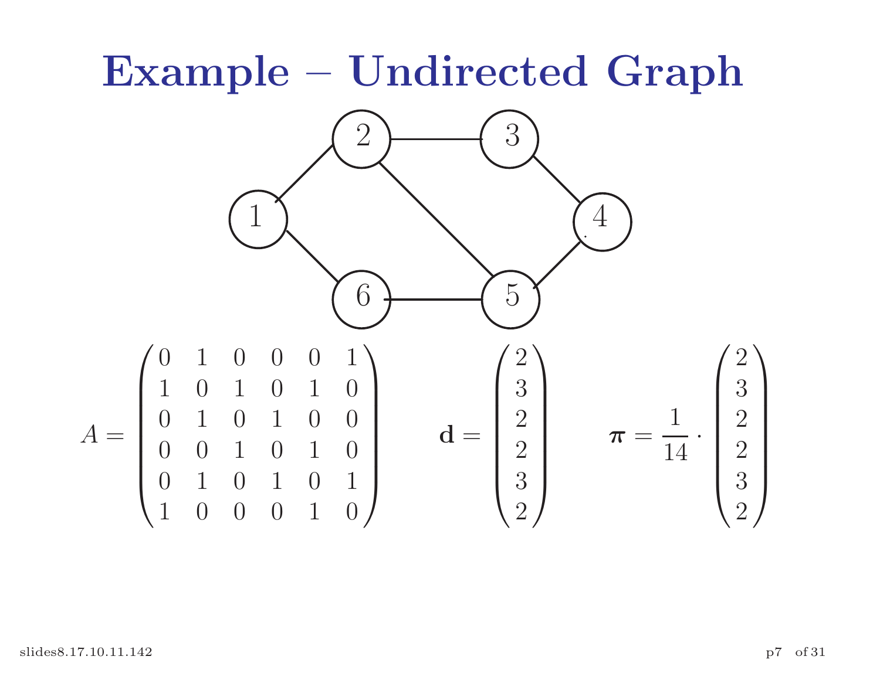# Example – Undirected Graph

$$A = \begin{pmatrix} 0 & 1 & 0 & 0 & 0 & 1 \\ 1 & 0 & 1 & 0 & 1 & 0 \\ 0 & 1 & 0 & 1 & 0 & 0 \\ 0 & 0 & 1 & 0 & 1 & 0 \\ 0 & 1 & 0 & 1 & 0 & 1 \\ 1 & 0 & 0 & 0 & 1 & 0 \end{pmatrix} \qquad \mathbf{d} = \begin{pmatrix} 2 \\ 3 \\ 2 \\ 2 \\ 3 \\ 2 \end{pmatrix} \qquad \boldsymbol{\pi} = \frac{1}{14} \cdot \begin{pmatrix} 2 \\ 3 \\ 2 \\ 2 \\ 3 \\ 2 \end{pmatrix}$$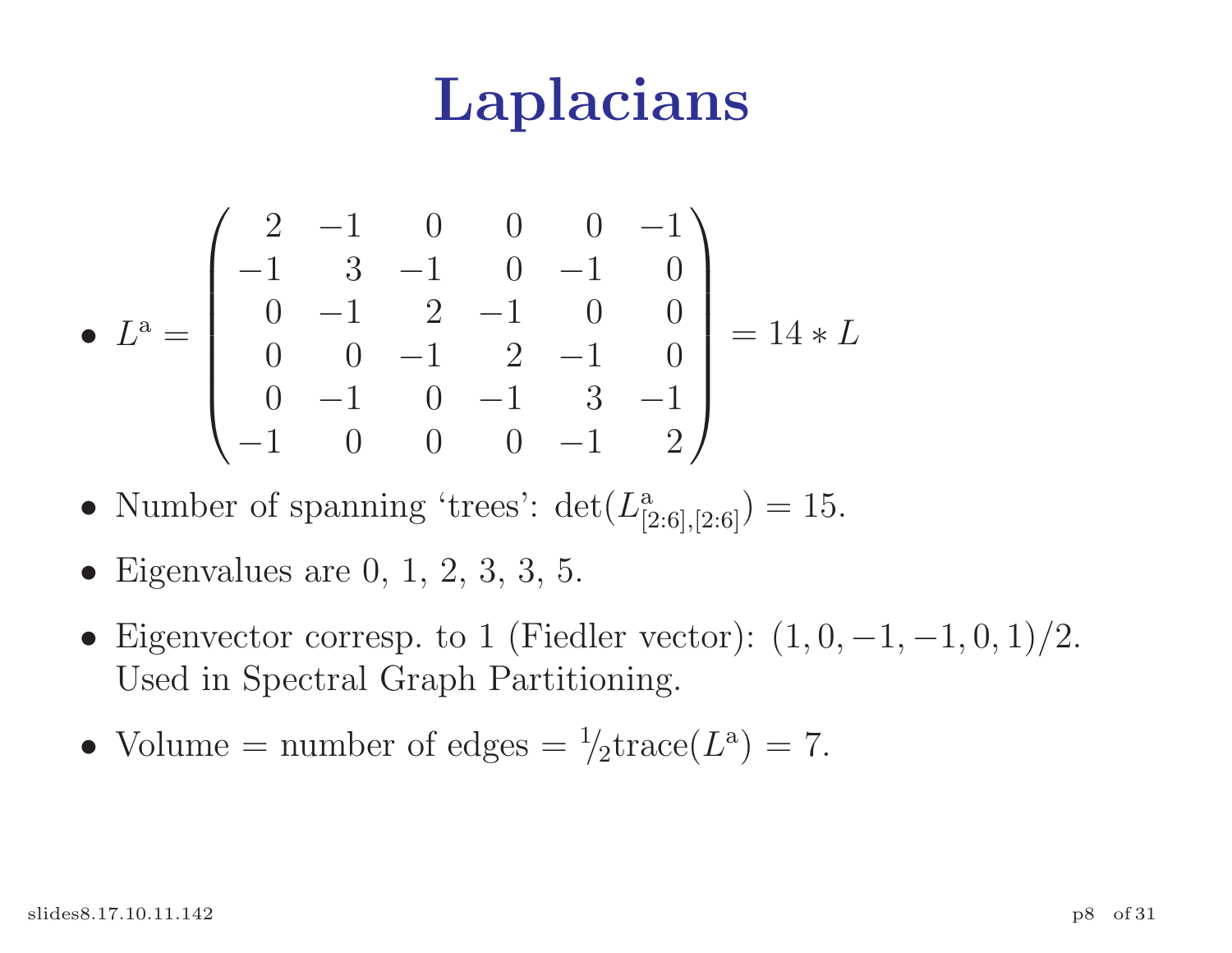# Laplacians

- $L^{\mathrm{a}} = \begin{pmatrix} 2 & -1 & 0 & 0 & 0 & -1 \\ -1 & 3 & -1 & 0 & -1 & 0 \\ 0 & -1 & 2 & -1 & 0 & 0 \\ 0 & 0 & -1 & 2 & -1 & 0 \\ 0 & -1 & 0 & -1 & 3 & -1 \\ -1 & 0 & 0 & 0 & -1 & 2 \end{pmatrix} = 14 * L$

- Number of spanning 'trees': $\det(L^{\mathrm{a}}_{[2:6],[2:6]}) = 15$.

- Eigenvalues are 0, 1, 2, 3, 3, 5.

- Eigenvector corresp. to 1 (Fiedler vector): $(1, 0, -1, -1, 0, 1)/2$. Used in Spectral Graph Partitioning.

- Volume = number of edges = $^1\!/_2 \mathrm{trace}(L^{\mathrm{a}}) = 7$.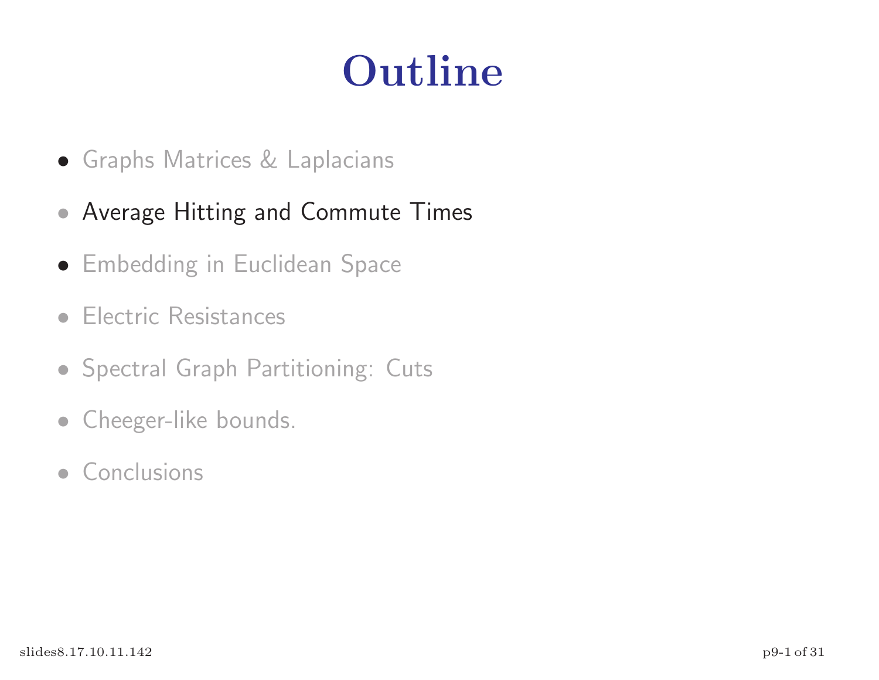# Outline

- Graphs Matrices & Laplacians
- Average Hitting and Commute Times
- Embedding in Euclidean Space
- Electric Resistances
- Spectral Graph Partitioning: Cuts
- Cheeger-like bounds.
- Conclusions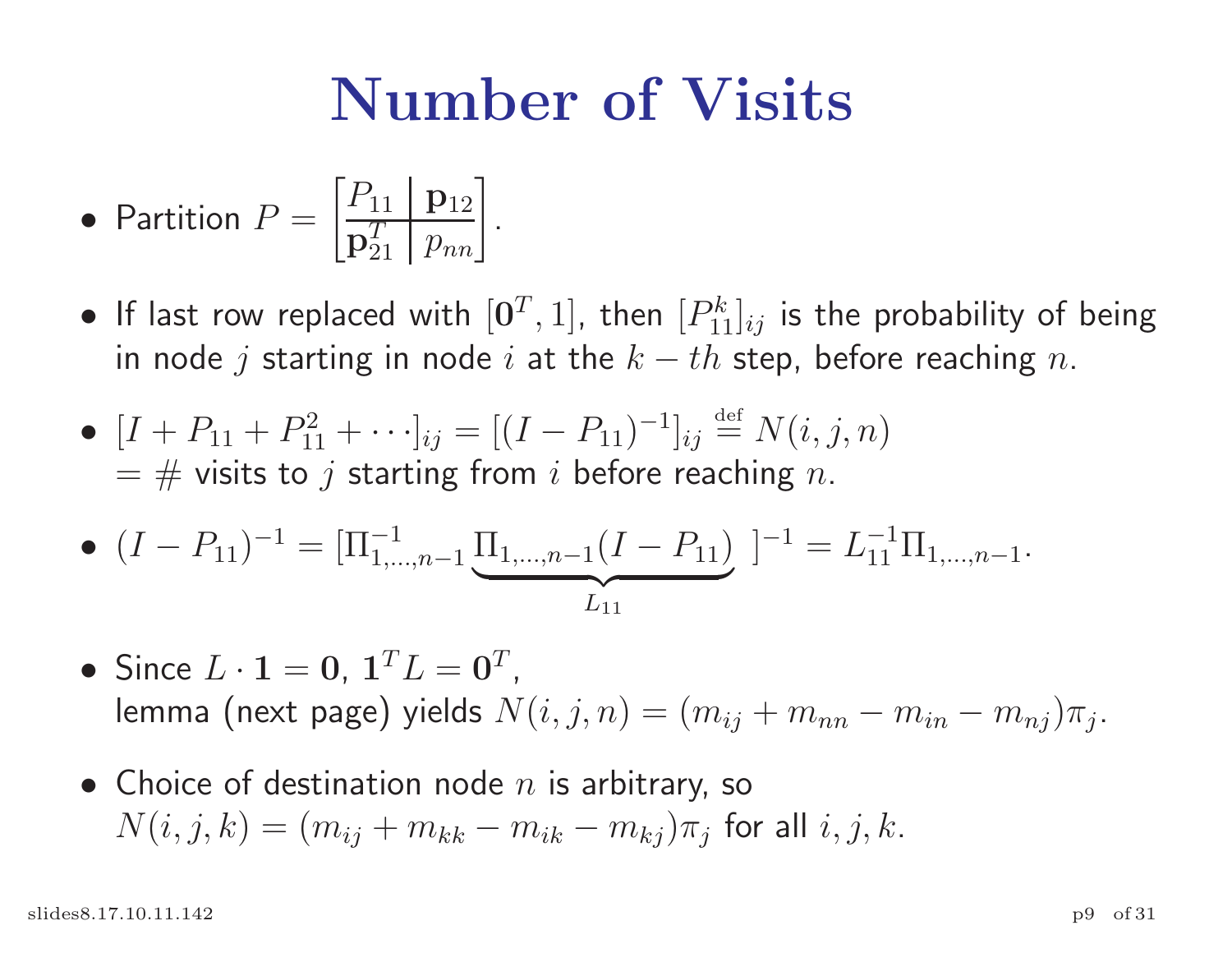# Number of Visits

- Partition $P = \left[\begin{array}{c|c} P_{11} & \mathbf{p}_{12} \\ \hline \mathbf{p}_{21}^T & p_{nn} \end{array}\right]$.

- If last row replaced with $[\mathbf{0}^T, 1]$, then $[P_{11}^k]_{ij}$ is the probability of being in node $j$ starting in node $i$ at the $k-th$ step, before reaching $n$.

- $[I + P_{11} + P_{11}^2 + \cdots]_{ij} = [(I - P_{11})^{-1}]_{ij} \overset{\text{def}}{=} N(i,j,n)$
  $= \#$ visits to $j$ starting from $i$ before reaching $n$.

- $(I - P_{11})^{-1} = [\Pi_{1,\ldots,n-1}^{-1} \underbrace{\Pi_{1,\ldots,n-1}(I - P_{11})}_{L_{11}}\ ]^{-1} = L_{11}^{-1}\Pi_{1,\ldots,n-1}$.

- Since $L \cdot \mathbf{1} = \mathbf{0}$, $\mathbf{1}^T L = \mathbf{0}^T$,
  lemma (next page) yields $N(i,j,n) = (m_{ij} + m_{nn} - m_{in} - m_{nj})\pi_j$.

- Choice of destination node $n$ is arbitrary, so
  $N(i,j,k) = (m_{ij} + m_{kk} - m_{ik} - m_{kj})\pi_j$ for all $i, j, k$.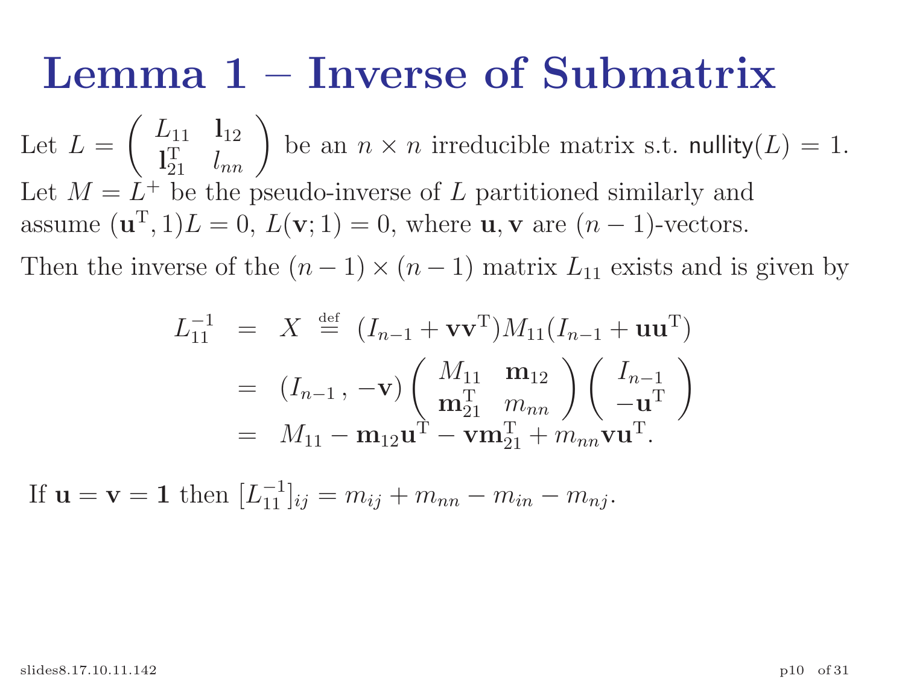# Lemma 1 – Inverse of Submatrix

Let $L = \begin{pmatrix} L_{11} & \mathbf{l}_{12} \\ \mathbf{l}_{21}^{\mathrm{T}} & l_{nn} \end{pmatrix}$ be an $n \times n$ irreducible matrix s.t. $\mathsf{nullity}(L) = 1$. Let $M = L^{+}$ be the pseudo-inverse of $L$ partitioned similarly and assume $(\mathbf{u}^{\mathrm{T}}, 1)L = 0$, $L(\mathbf{v}; 1) = 0$, where $\mathbf{u}, \mathbf{v}$ are $(n-1)$-vectors.

Then the inverse of the $(n-1) \times (n-1)$ matrix $L_{11}$ exists and is given by

$$
\begin{aligned}
L_{11}^{-1} &= X \stackrel{\text{def}}{=} (I_{n-1} + \mathbf{v}\mathbf{v}^{\mathrm{T}}) M_{11} (I_{n-1} + \mathbf{u}\mathbf{u}^{\mathrm{T}}) \\
&= (I_{n-1}\,,\, -\mathbf{v}) \begin{pmatrix} M_{11} & \mathbf{m}_{12} \\ \mathbf{m}_{21}^{\mathrm{T}} & m_{nn} \end{pmatrix} \begin{pmatrix} I_{n-1} \\ -\mathbf{u}^{\mathrm{T}} \end{pmatrix} \\
&= M_{11} - \mathbf{m}_{12}\mathbf{u}^{\mathrm{T}} - \mathbf{v}\mathbf{m}_{21}^{\mathrm{T}} + m_{nn}\mathbf{v}\mathbf{u}^{\mathrm{T}}.
\end{aligned}
$$

If $\mathbf{u} = \mathbf{v} = \mathbf{1}$ then $[L_{11}^{-1}]_{ij} = m_{ij} + m_{nn} - m_{in} - m_{nj}$.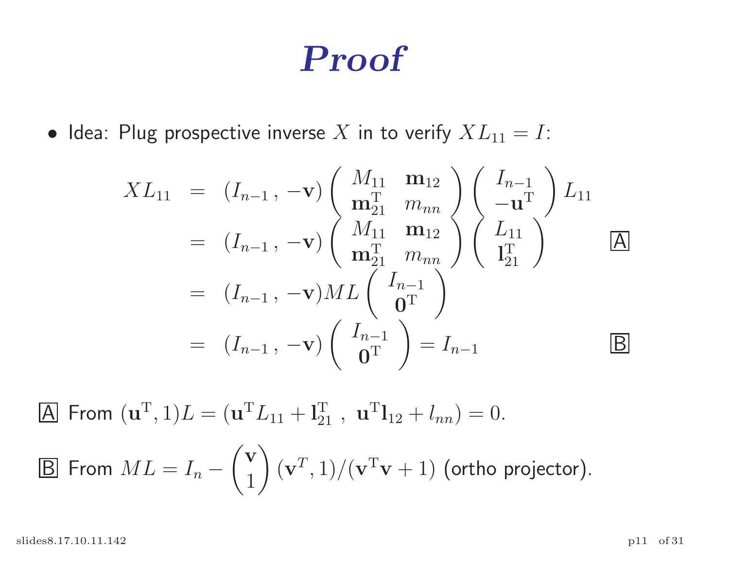# Proof

- Idea: Plug prospective inverse $X$ in to verify $XL_{11} = I$:

$$
\begin{aligned}
XL_{11} &= (I_{n-1}\,,\,-\mathbf{v}) \begin{pmatrix} M_{11} & \mathbf{m}_{12} \\ \mathbf{m}_{21}^{\mathrm{T}} & m_{nn} \end{pmatrix} \begin{pmatrix} I_{n-1} \\ -\mathbf{u}^{\mathrm{T}} \end{pmatrix} L_{11} \\
&= (I_{n-1}\,,\,-\mathbf{v}) \begin{pmatrix} M_{11} & \mathbf{m}_{12} \\ \mathbf{m}_{21}^{\mathrm{T}} & m_{nn} \end{pmatrix} \begin{pmatrix} L_{11} \\ \mathbf{l}_{21}^{\mathrm{T}} \end{pmatrix} \qquad \boxed{\text{A}} \\
&= (I_{n-1}\,,\,-\mathbf{v}) ML \begin{pmatrix} I_{n-1} \\ \mathbf{0}^{\mathrm{T}} \end{pmatrix} \\
&= (I_{n-1}\,,\,-\mathbf{v}) \begin{pmatrix} I_{n-1} \\ \mathbf{0}^{\mathrm{T}} \end{pmatrix} = I_{n-1} \qquad \boxed{\text{B}}
\end{aligned}
$$

$\boxed{\text{A}}$ From $(\mathbf{u}^{\mathrm{T}}, 1)L = (\mathbf{u}^{\mathrm{T}} L_{11} + \mathbf{l}_{21}^{\mathrm{T}}\ ,\ \mathbf{u}^{\mathrm{T}} \mathbf{l}_{12} + l_{nn}) = 0.$

$\boxed{\text{B}}$ From $ML = I_n - \begin{pmatrix} \mathbf{v} \\ 1 \end{pmatrix} (\mathbf{v}^T, 1)/(\mathbf{v}^{\mathrm{T}}\mathbf{v} + 1)$ (ortho projector).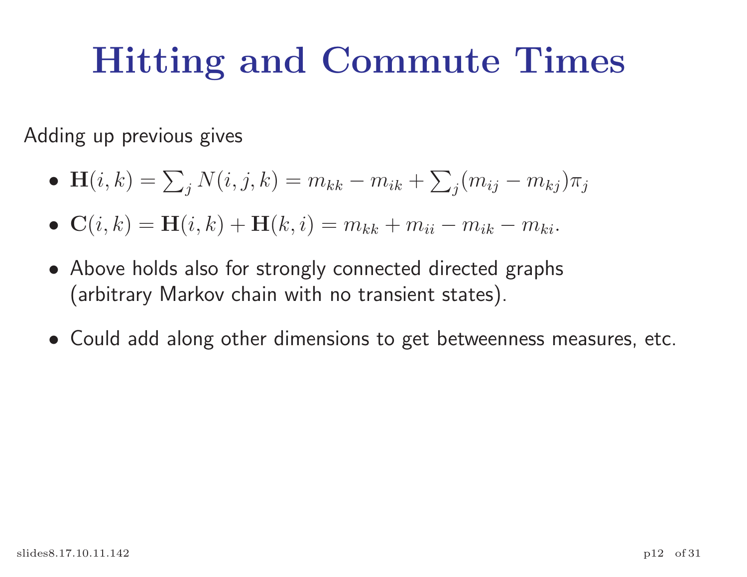# Hitting and Commute Times

Adding up previous gives

- $\mathbf{H}(i,k) = \sum_j N(i,j,k) = m_{kk} - m_{ik} + \sum_j (m_{ij} - m_{kj})\pi_j$
- $\mathbf{C}(i,k) = \mathbf{H}(i,k) + \mathbf{H}(k,i) = m_{kk} + m_{ii} - m_{ik} - m_{ki}.$
- Above holds also for strongly connected directed graphs (arbitrary Markov chain with no transient states).
- Could add along other dimensions to get betweenness measures, etc.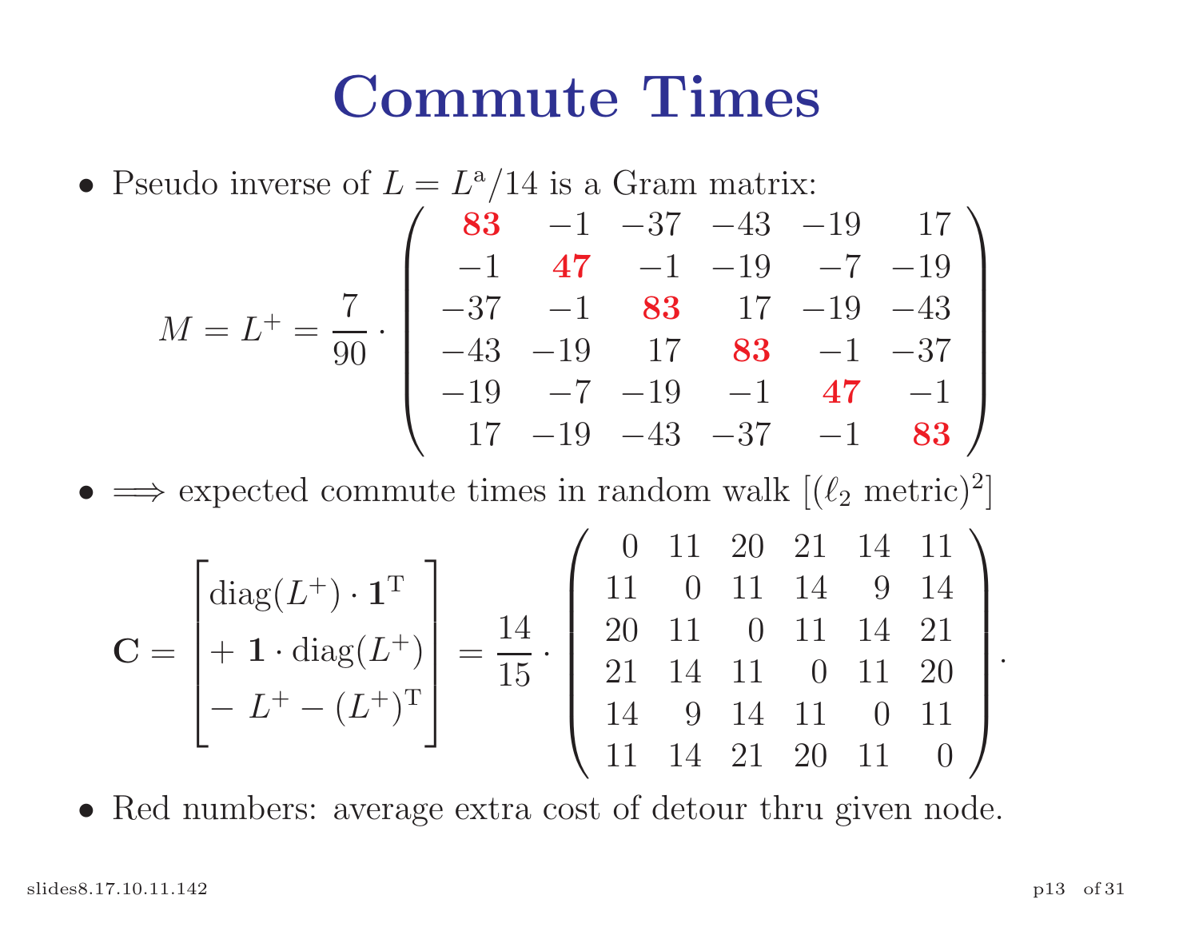# Commute Times

- Pseudo inverse of $L = L^{\mathrm{a}}/14$ is a Gram matrix:

$$M = L^{+} = \frac{7}{90} \cdot \begin{pmatrix} \mathbf{83} & -1 & -37 & -43 & -19 & 17 \\ -1 & \mathbf{47} & -1 & -19 & -7 & -19 \\ -37 & -1 & \mathbf{83} & 17 & -19 & -43 \\ -43 & -19 & 17 & \mathbf{83} & -1 & -37 \\ -19 & -7 & -19 & -1 & \mathbf{47} & -1 \\ 17 & -19 & -43 & -37 & -1 & \mathbf{83} \end{pmatrix}$$

- $\Longrightarrow$ expected commute times in random walk $[(\ell_2 \text{ metric})^2]$

$$\mathbf{C} = \begin{bmatrix} \mathrm{diag}(L^{+}) \cdot \mathbf{1}^{\mathrm{T}} \\ + \mathbf{1} \cdot \mathrm{diag}(L^{+}) \\ - L^{+} - (L^{+})^{\mathrm{T}} \end{bmatrix} = \frac{14}{15} \cdot \begin{pmatrix} 0 & 11 & 20 & 21 & 14 & 11 \\ 11 & 0 & 11 & 14 & 9 & 14 \\ 20 & 11 & 0 & 11 & 14 & 21 \\ 21 & 14 & 11 & 0 & 11 & 20 \\ 14 & 9 & 14 & 11 & 0 & 11 \\ 11 & 14 & 21 & 20 & 11 & 0 \end{pmatrix}.$$

- Red numbers: average extra cost of detour thru given node.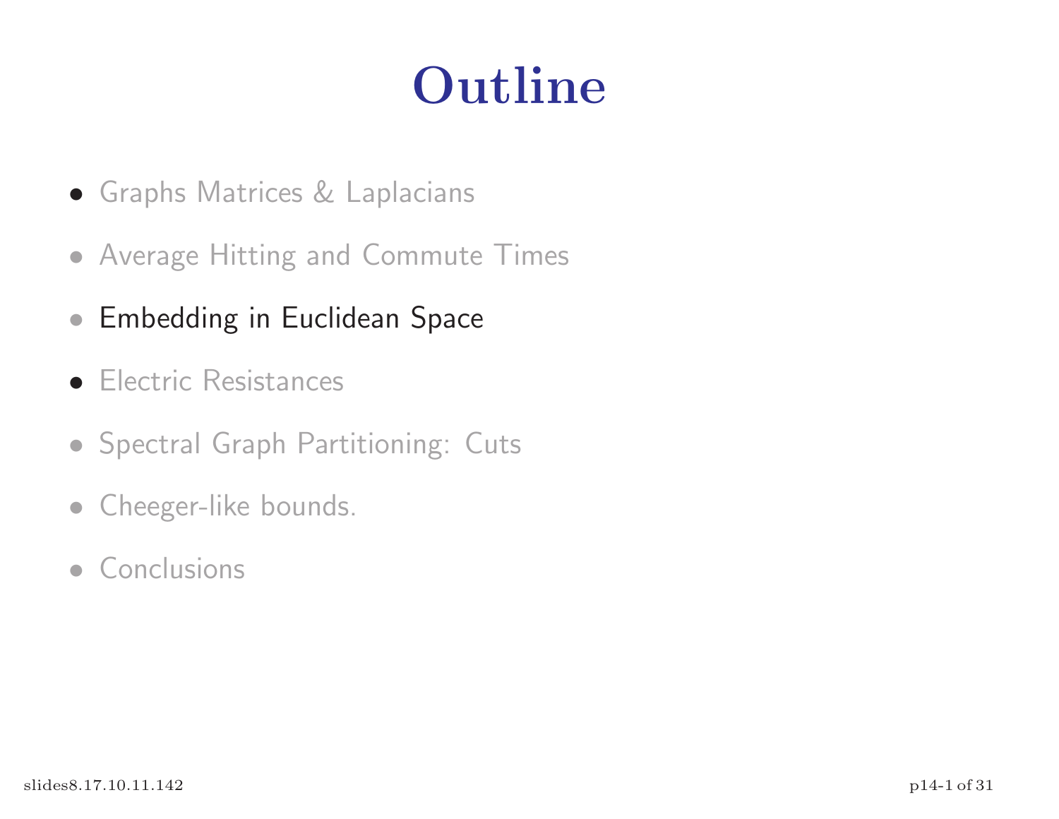# Outline

- Graphs Matrices & Laplacians
- Average Hitting and Commute Times
- Embedding in Euclidean Space
- Electric Resistances
- Spectral Graph Partitioning: Cuts
- Cheeger-like bounds.
- Conclusions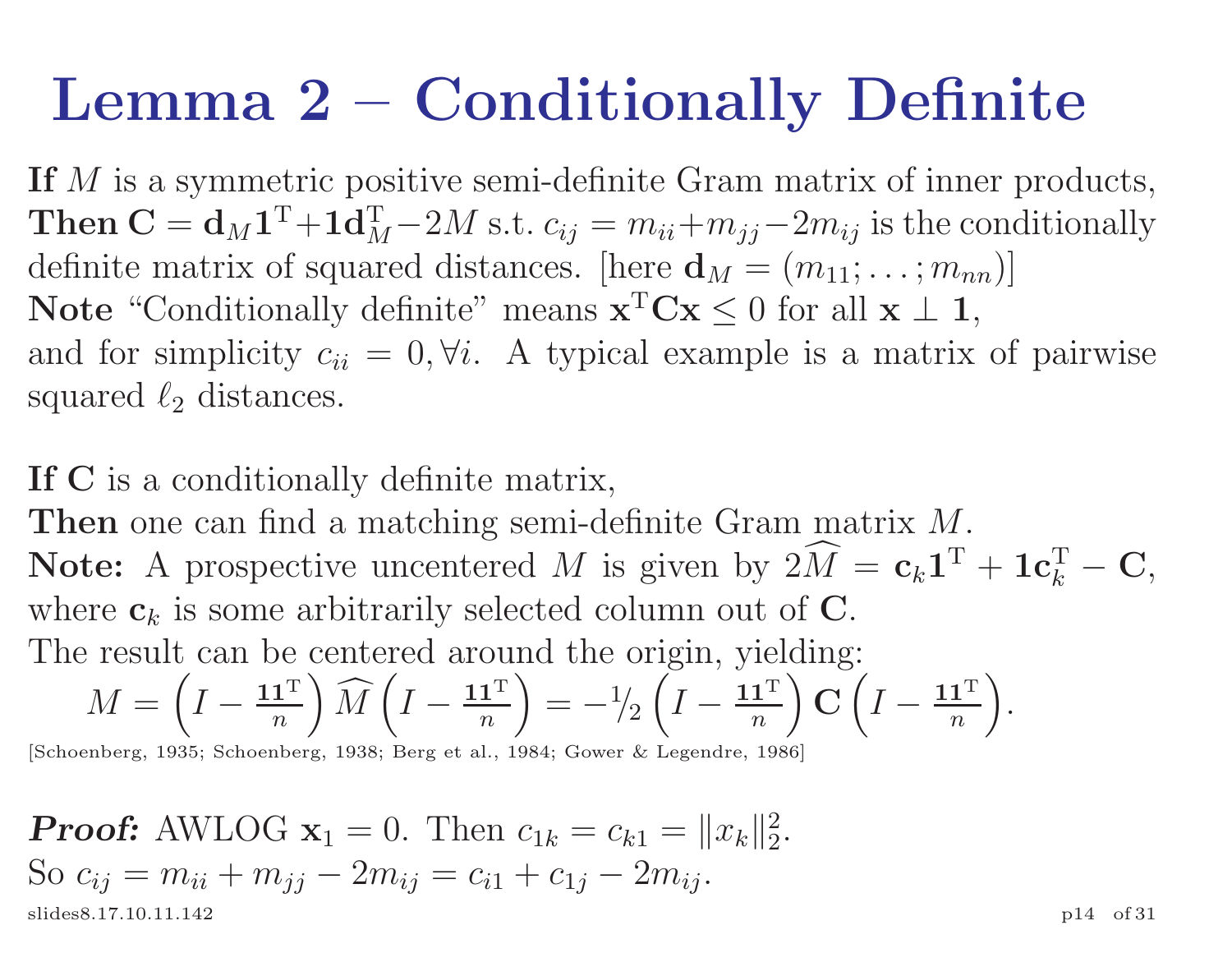# Lemma 2 – Conditionally Definite

**If** $M$ is a symmetric positive semi-definite Gram matrix of inner products,
**Then** $\mathbf{C} = \mathbf{d}_M \mathbf{1}^{\mathrm{T}} + \mathbf{1}\mathbf{d}_M^{\mathrm{T}} - 2M$ s.t. $c_{ij} = m_{ii} + m_{jj} - 2m_{ij}$ is the conditionally definite matrix of squared distances. [here $\mathbf{d}_M = (m_{11}; \ldots; m_{nn})$]
**Note** "Conditionally definite" means $\mathbf{x}^{\mathrm{T}}\mathbf{C}\mathbf{x} \leq 0$ for all $\mathbf{x} \perp \mathbf{1}$, and for simplicity $c_{ii} = 0, \forall i$. A typical example is a matrix of pairwise squared $\ell_2$ distances.

**If** $\mathbf{C}$ is a conditionally definite matrix,
**Then** one can find a matching semi-definite Gram matrix $M$.
**Note:** A prospective uncentered $M$ is given by $2\widehat{M} = \mathbf{c}_k \mathbf{1}^{\mathrm{T}} + \mathbf{1}\mathbf{c}_k^{\mathrm{T}} - \mathbf{C}$, where $\mathbf{c}_k$ is some arbitrarily selected column out of $\mathbf{C}$.
The result can be centered around the origin, yielding:

$$M = \left(I - \frac{\mathbf{1}\mathbf{1}^{\mathrm{T}}}{n}\right) \widehat{M} \left(I - \frac{\mathbf{1}\mathbf{1}^{\mathrm{T}}}{n}\right) = -{}^{1}\!/\!_{2} \left(I - \frac{\mathbf{1}\mathbf{1}^{\mathrm{T}}}{n}\right) \mathbf{C} \left(I - \frac{\mathbf{1}\mathbf{1}^{\mathrm{T}}}{n}\right).$$

[Schoenberg, 1935; Schoenberg, 1938; Berg et al., 1984; Gower & Legendre, 1986]

***Proof:*** AWLOG $\mathbf{x}_1 = 0$. Then $c_{1k} = c_{k1} = \|x_k\|_2^2$.
So $c_{ij} = m_{ii} + m_{jj} - 2m_{ij} = c_{i1} + c_{1j} - 2m_{ij}$.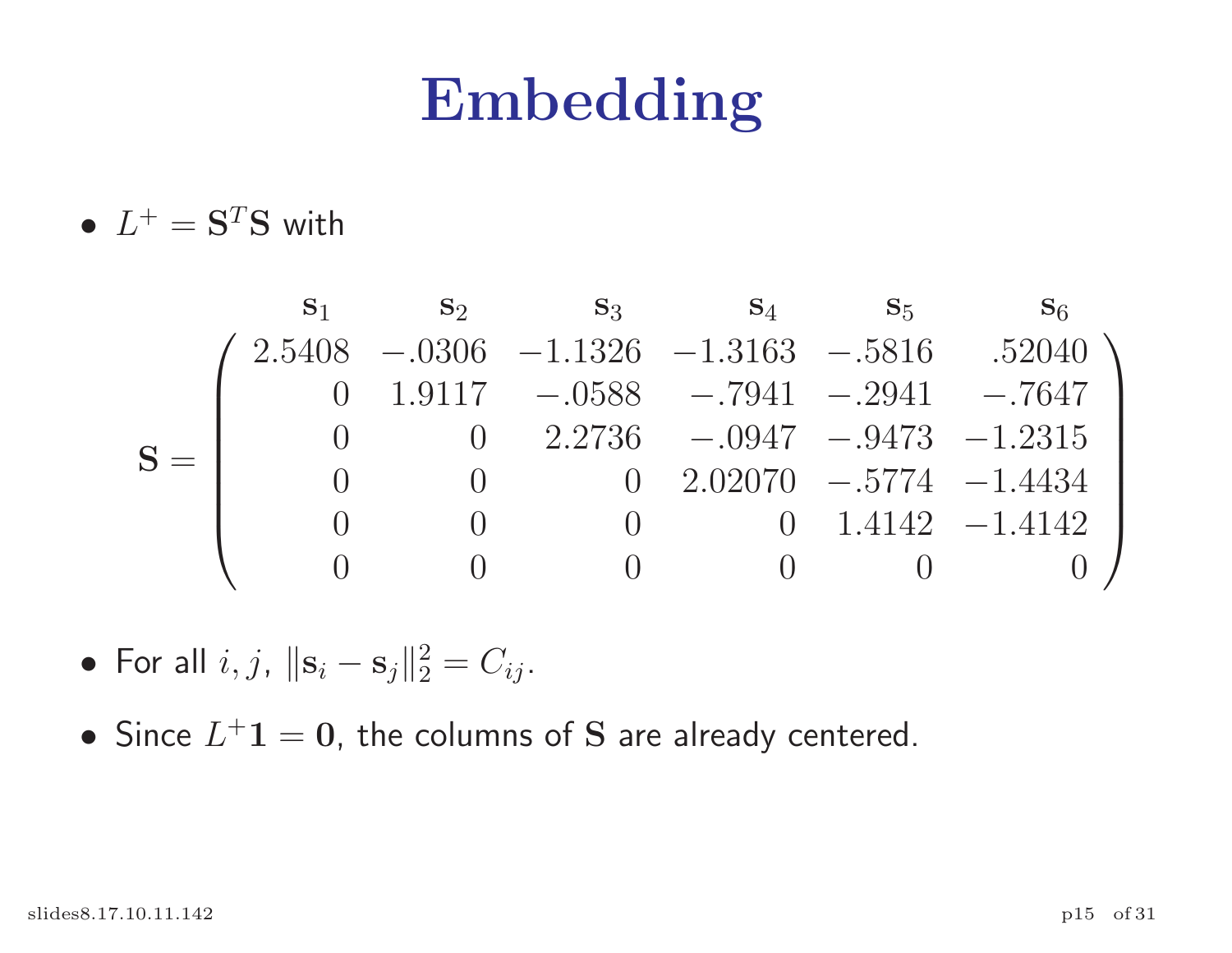# Embedding

- $L^+ = \mathbf{S}^T\mathbf{S}$ with

$$
\mathbf{S} = \begin{pmatrix}
\overset{\mathbf{s}_1}{2.5408} & \overset{\mathbf{s}_2}{-.0306} & \overset{\mathbf{s}_3}{-1.1326} & \overset{\mathbf{s}_4}{-1.3163} & \overset{\mathbf{s}_5}{-.5816} & \overset{\mathbf{s}_6}{.52040} \\
0 & 1.9117 & -.0588 & -.7941 & -.2941 & -.7647 \\
0 & 0 & 2.2736 & -.0947 & -.9473 & -1.2315 \\
0 & 0 & 0 & 2.02070 & -.5774 & -1.4434 \\
0 & 0 & 0 & 0 & 1.4142 & -1.4142 \\
0 & 0 & 0 & 0 & 0 & 0
\end{pmatrix}
$$

- For all $i, j$, $\|\mathbf{s}_i - \mathbf{s}_j\|_2^2 = C_{ij}$.
- Since $L^+\mathbf{1} = \mathbf{0}$, the columns of $\mathbf{S}$ are already centered.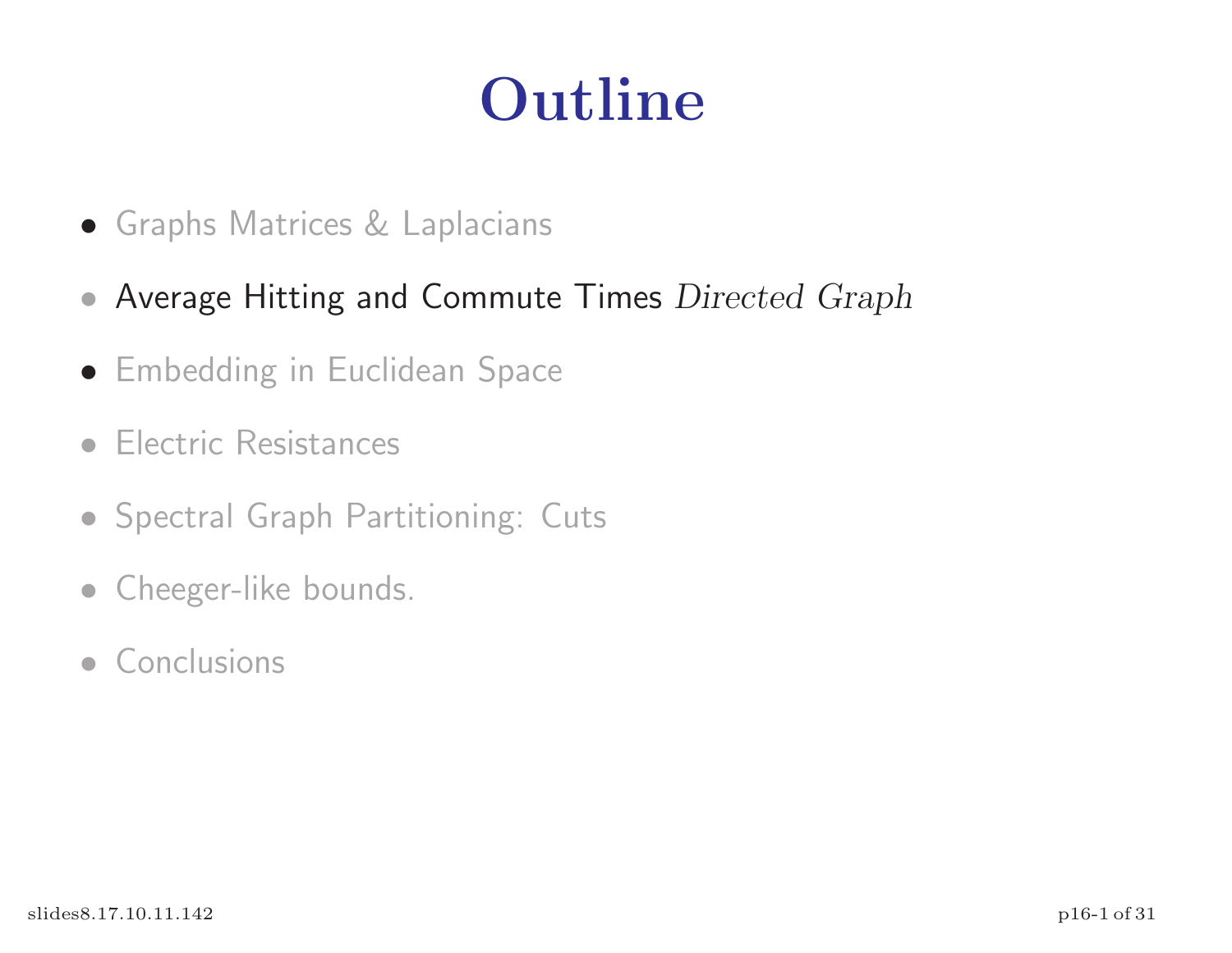# Outline

- Graphs Matrices & Laplacians
- Average Hitting and Commute Times *Directed Graph*
- Embedding in Euclidean Space
- Electric Resistances
- Spectral Graph Partitioning: Cuts
- Cheeger-like bounds.
- Conclusions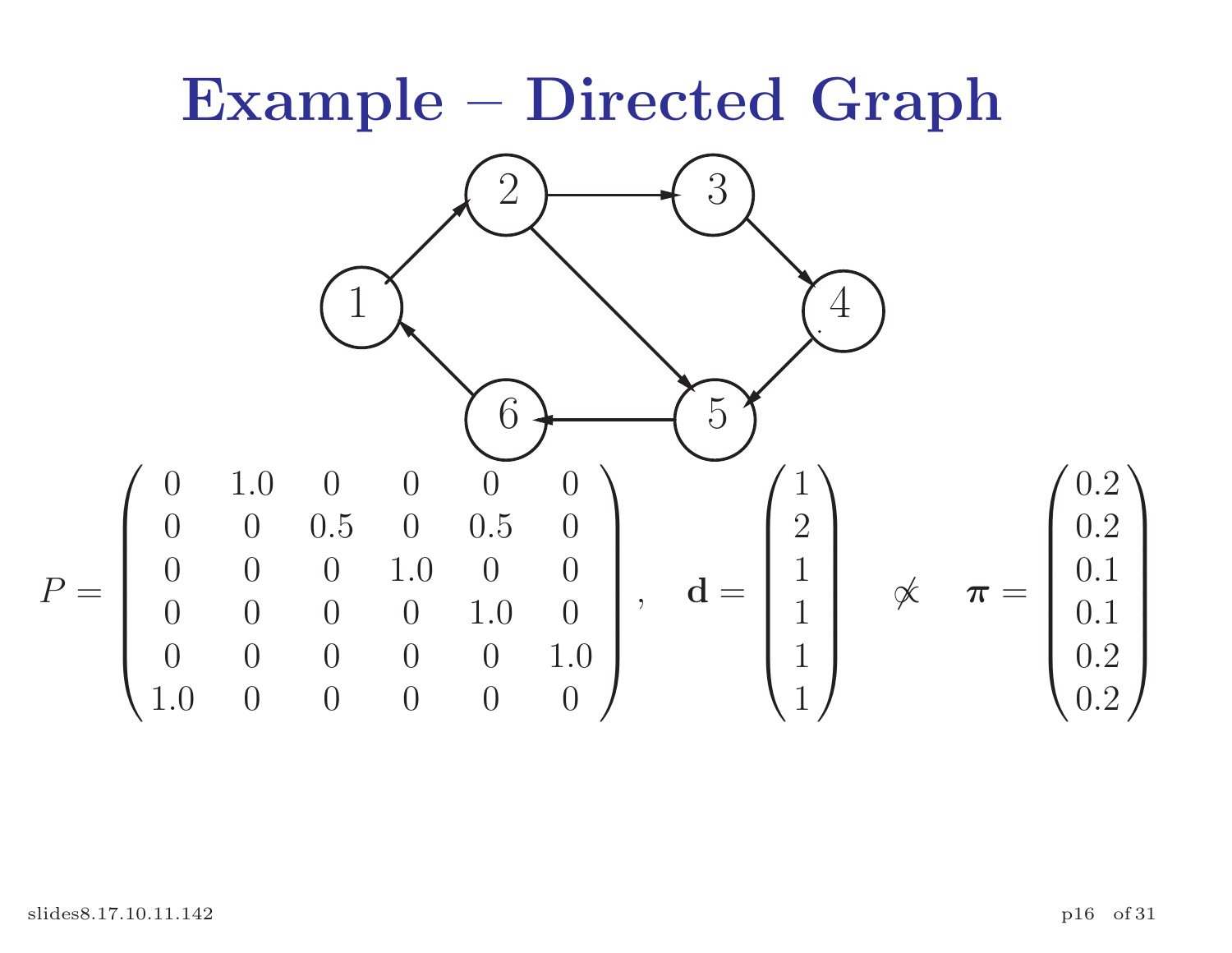# Example – Directed Graph

$$P = \begin{pmatrix} 0 & 1.0 & 0 & 0 & 0 & 0 \\ 0 & 0 & 0.5 & 0 & 0.5 & 0 \\ 0 & 0 & 0 & 1.0 & 0 & 0 \\ 0 & 0 & 0 & 0 & 1.0 & 0 \\ 0 & 0 & 0 & 0 & 0 & 1.0 \\ 1.0 & 0 & 0 & 0 & 0 & 0 \end{pmatrix}, \quad \mathbf{d} = \begin{pmatrix} 1 \\ 2 \\ 1 \\ 1 \\ 1 \\ 1 \end{pmatrix} \quad \not\propto \quad \boldsymbol{\pi} = \begin{pmatrix} 0.2 \\ 0.2 \\ 0.1 \\ 0.1 \\ 0.2 \\ 0.2 \end{pmatrix}$$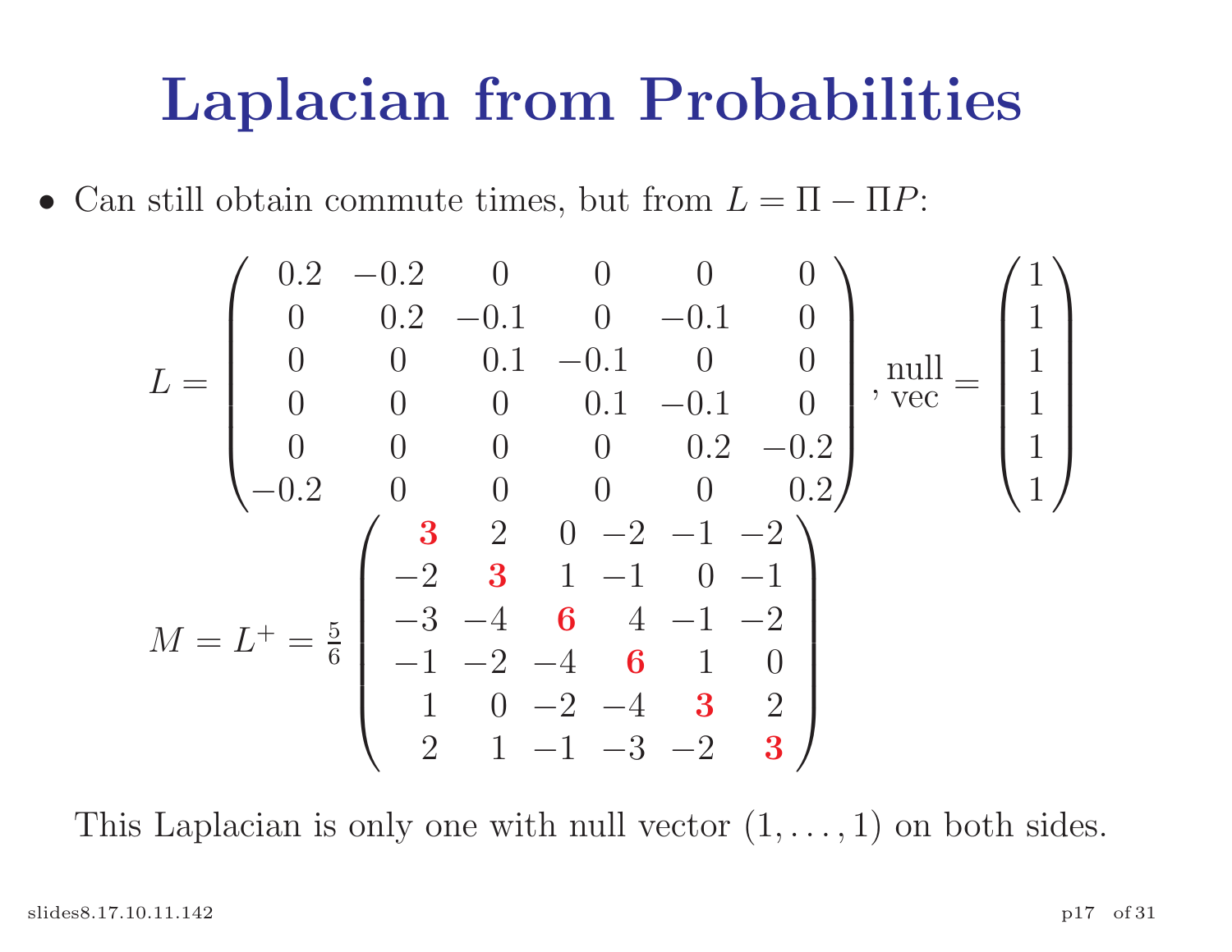# Laplacian from Probabilities

- Can still obtain commute times, but from $L = \Pi - \Pi P$:

$$
L = \begin{pmatrix} 0.2 & -0.2 & 0 & 0 & 0 & 0 \\ 0 & 0.2 & -0.1 & 0 & -0.1 & 0 \\ 0 & 0 & 0.1 & -0.1 & 0 & 0 \\ 0 & 0 & 0 & 0.1 & -0.1 & 0 \\ 0 & 0 & 0 & 0 & 0.2 & -0.2 \\ -0.2 & 0 & 0 & 0 & 0 & 0.2 \end{pmatrix}, \begin{matrix}\text{null} \\ \text{vec}\end{matrix} = \begin{pmatrix} 1 \\ 1 \\ 1 \\ 1 \\ 1 \\ 1 \end{pmatrix}
$$

$$
M = L^{+} = \tfrac{5}{6} \begin{pmatrix} \mathbf{3} & 2 & 0 & -2 & -1 & -2 \\ -2 & \mathbf{3} & 1 & -1 & 0 & -1 \\ -3 & -4 & \mathbf{6} & 4 & -1 & -2 \\ -1 & -2 & -4 & \mathbf{6} & 1 & 0 \\ 1 & 0 & -2 & -4 & \mathbf{3} & 2 \\ 2 & 1 & -1 & -3 & -2 & \mathbf{3} \end{pmatrix}
$$

This Laplacian is only one with null vector $(1, \ldots, 1)$ on both sides.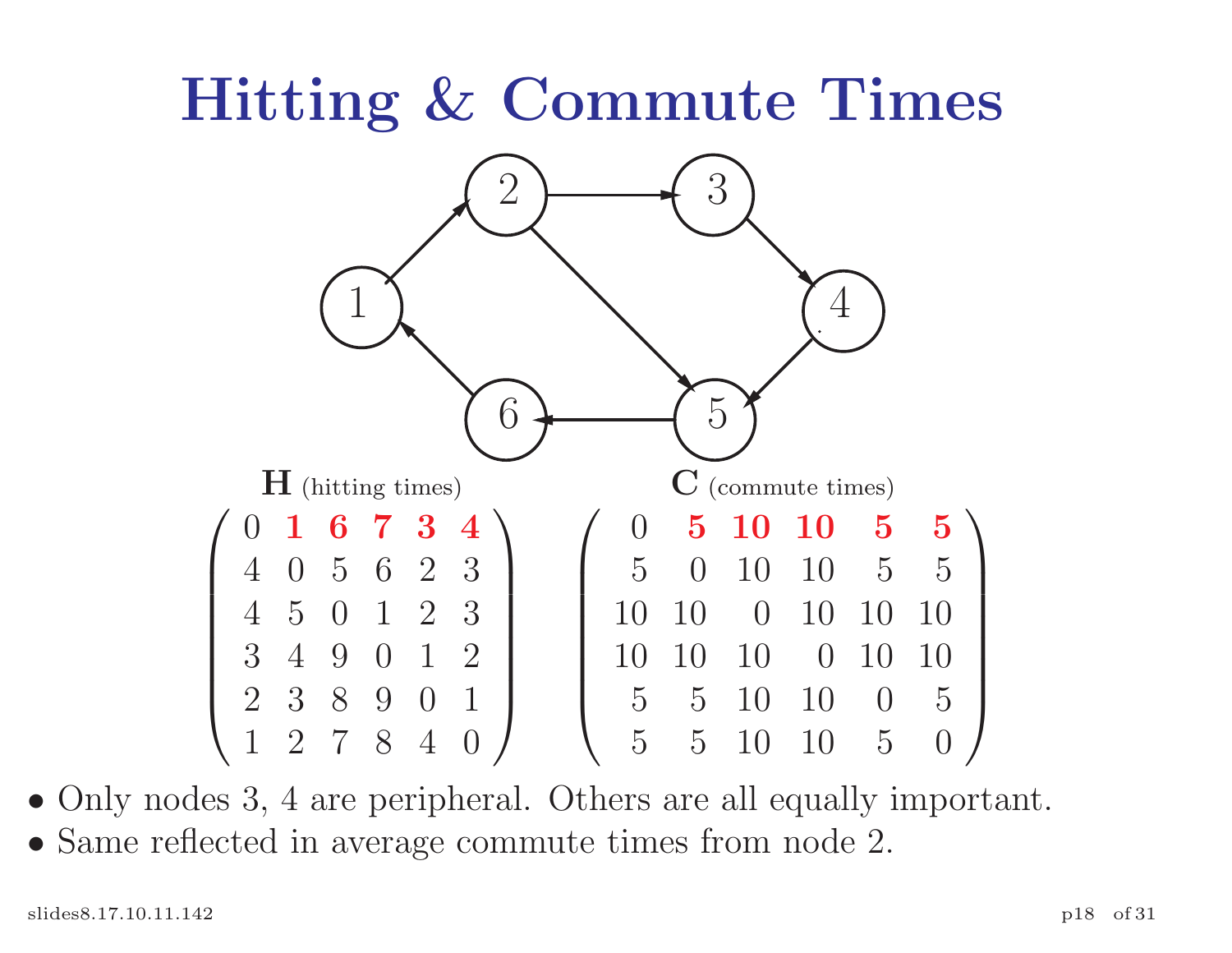# Hitting & Commute Times

**H** (hitting times)

$$
\mathbf{H} = \begin{pmatrix}
0 & \mathbf{1} & \mathbf{6} & \mathbf{7} & \mathbf{3} & \mathbf{4} \\
4 & 0 & 5 & 6 & 2 & 3 \\
4 & 5 & 0 & 1 & 2 & 3 \\
3 & 4 & 9 & 0 & 1 & 2 \\
2 & 3 & 8 & 9 & 0 & 1 \\
1 & 2 & 7 & 8 & 4 & 0
\end{pmatrix}
$$

**C** (commute times)

$$
\mathbf{C} = \begin{pmatrix}
0 & \mathbf{5} & \mathbf{10} & \mathbf{10} & \mathbf{5} & \mathbf{5} \\
5 & 0 & 10 & 10 & 5 & 5 \\
10 & 10 & 0 & 10 & 10 & 10 \\
10 & 10 & 10 & 0 & 10 & 10 \\
5 & 5 & 10 & 10 & 0 & 5 \\
5 & 5 & 10 & 10 & 5 & 0
\end{pmatrix}
$$

- Only nodes 3, 4 are peripheral. Others are all equally important.
- Same reflected in average commute times from node 2.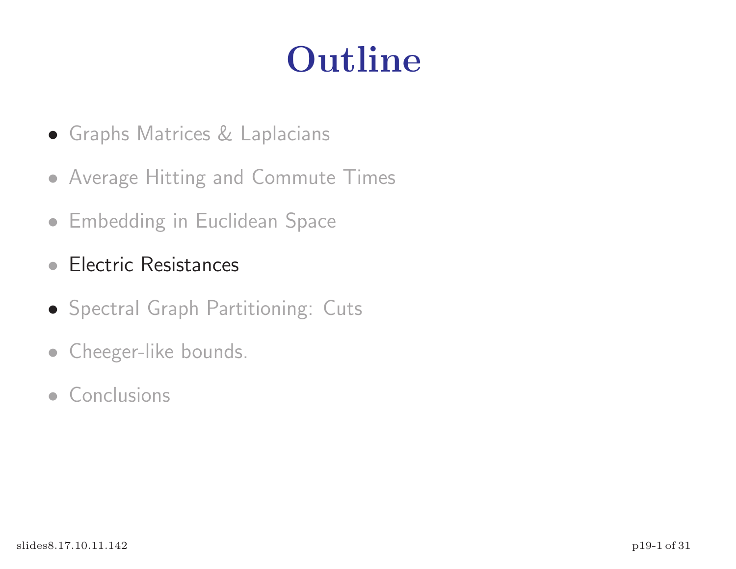# Outline

- Graphs Matrices & Laplacians
- Average Hitting and Commute Times
- Embedding in Euclidean Space
- Electric Resistances
- Spectral Graph Partitioning: Cuts
- Cheeger-like bounds.
- Conclusions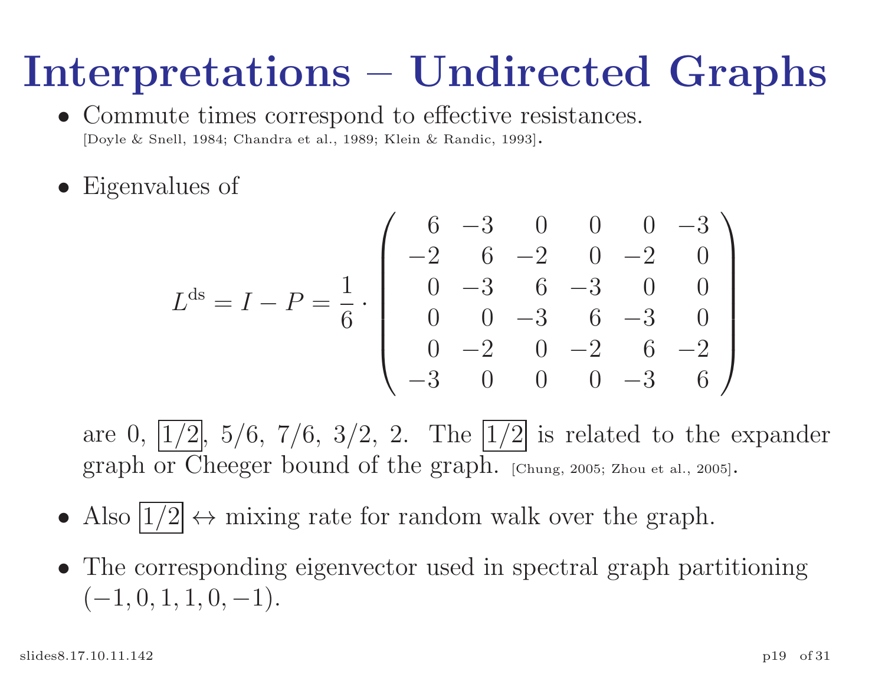# Interpretations – Undirected Graphs

- Commute times correspond to effective resistances. [Doyle & Snell, 1984; Chandra et al., 1989; Klein & Randic, 1993].

- Eigenvalues of

$$L^{\text{ds}} = I - P = \frac{1}{6} \cdot \begin{pmatrix} 6 & -3 & 0 & 0 & 0 & -3 \\ -2 & 6 & -2 & 0 & -2 & 0 \\ 0 & -3 & 6 & -3 & 0 & 0 \\ 0 & 0 & -3 & 6 & -3 & 0 \\ 0 & -2 & 0 & -2 & 6 & -2 \\ -3 & 0 & 0 & 0 & -3 & 6 \end{pmatrix}$$

  are 0, $\boxed{1/2}$, 5/6, 7/6, 3/2, 2. The $\boxed{1/2}$ is related to the expander graph or Cheeger bound of the graph. [Chung, 2005; Zhou et al., 2005].

- Also $\boxed{1/2} \leftrightarrow$ mixing rate for random walk over the graph.

- The corresponding eigenvector used in spectral graph partitioning $(-1, 0, 1, 1, 0, -1)$.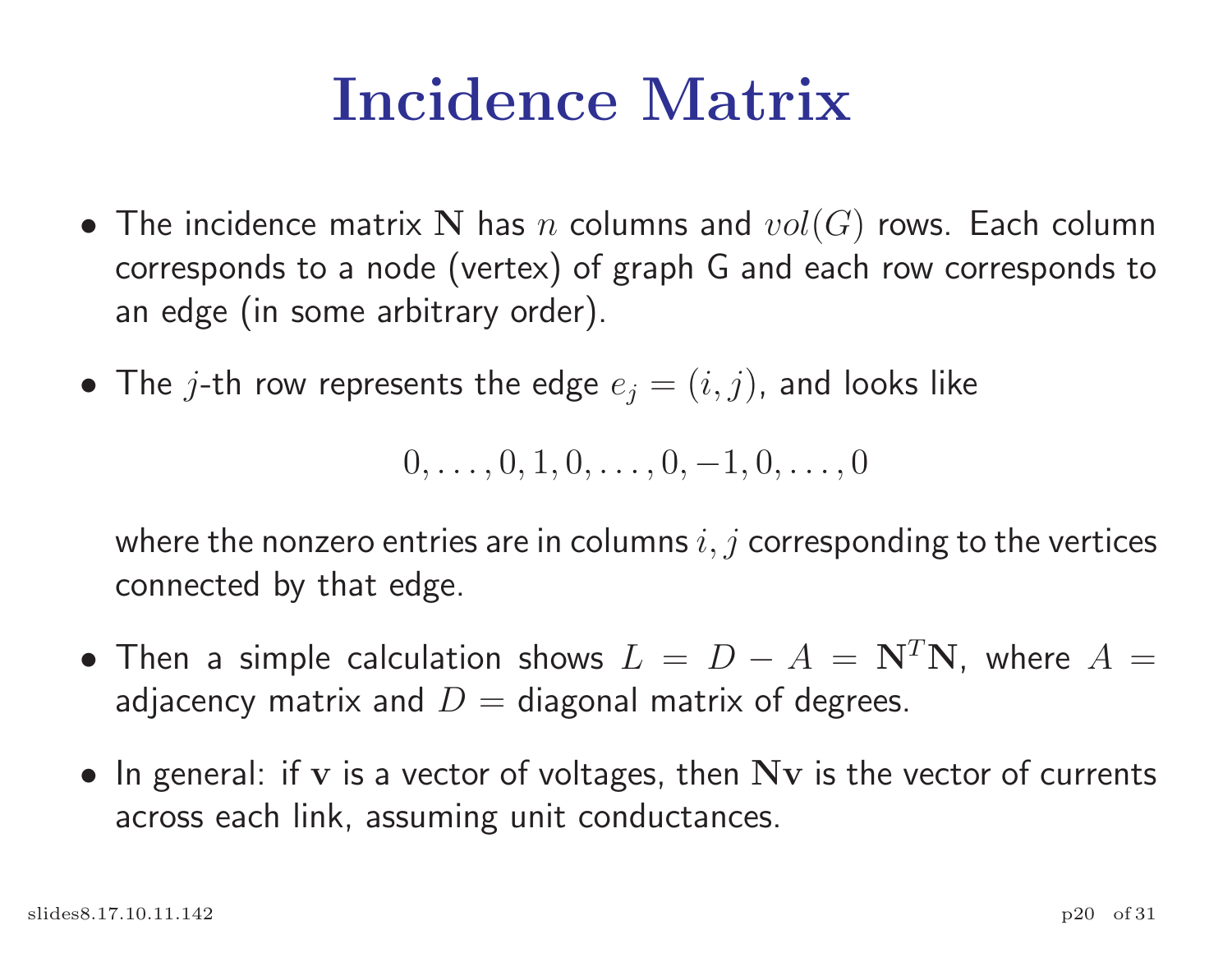# Incidence Matrix

- The incidence matrix $\mathbf{N}$ has $n$ columns and $vol(G)$ rows. Each column corresponds to a node (vertex) of graph G and each row corresponds to an edge (in some arbitrary order).

- The $j$-th row represents the edge $e_j = (i, j)$, and looks like

$$0, \ldots, 0, 1, 0, \ldots, 0, -1, 0, \ldots, 0$$

  where the nonzero entries are in columns $i, j$ corresponding to the vertices connected by that edge.

- Then a simple calculation shows $L = D - A = \mathbf{N}^T\mathbf{N}$, where $A =$ adjacency matrix and $D =$ diagonal matrix of degrees.

- In general: if $\mathbf{v}$ is a vector of voltages, then $\mathbf{N}\mathbf{v}$ is the vector of currents across each link, assuming unit conductances.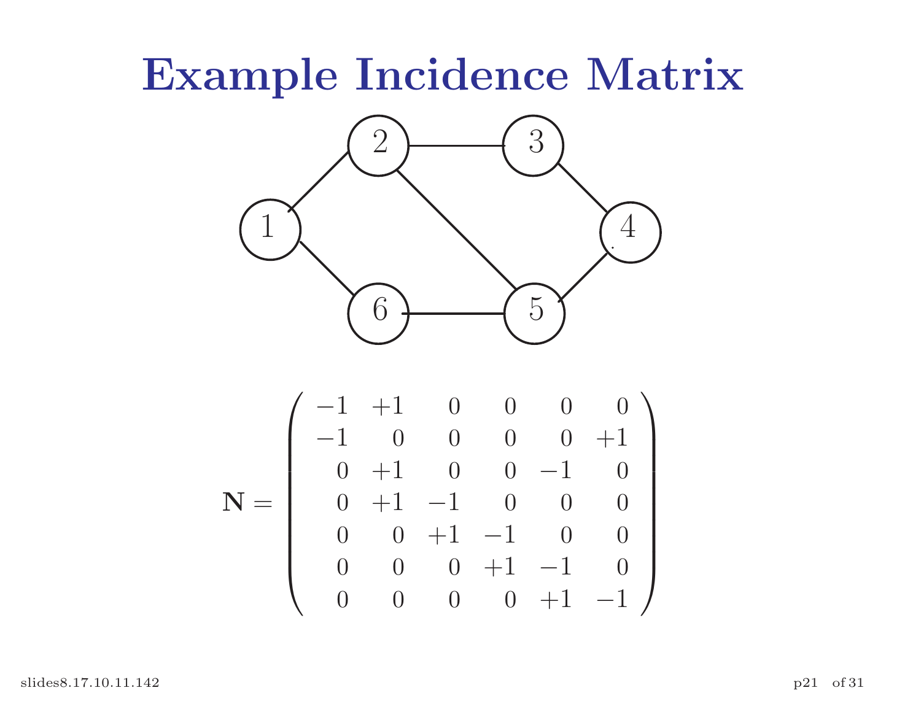# Example Incidence Matrix

$$
\mathbf{N} = \begin{pmatrix}
-1 & +1 & 0 & 0 & 0 & 0 \\
-1 & 0 & 0 & 0 & 0 & +1 \\
0 & +1 & 0 & 0 & -1 & 0 \\
0 & +1 & -1 & 0 & 0 & 0 \\
0 & 0 & +1 & -1 & 0 & 0 \\
0 & 0 & 0 & +1 & -1 & 0 \\
0 & 0 & 0 & 0 & +1 & -1
\end{pmatrix}
$$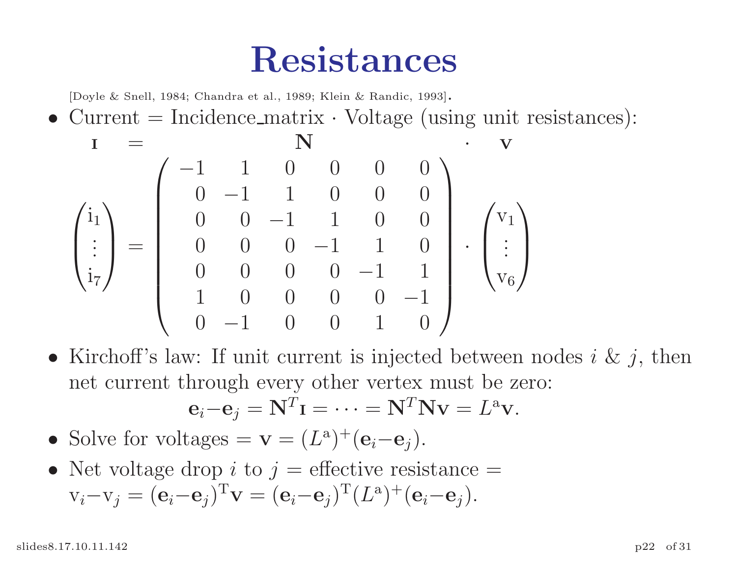# Resistances

[Doyle & Snell, 1984; Chandra et al., 1989; Klein & Randic, 1993].

- Current = Incidence_matrix · Voltage (using unit resistances):

$$
\mathbf{I} = \mathbf{N} \cdot \mathbf{V}
$$

$$
\begin{pmatrix} \mathrm{i}_1 \\ \vdots \\ \mathrm{i}_7 \end{pmatrix} = \begin{pmatrix} -1 & 1 & 0 & 0 & 0 & 0 \\ 0 & -1 & 1 & 0 & 0 & 0 \\ 0 & 0 & -1 & 1 & 0 & 0 \\ 0 & 0 & 0 & -1 & 1 & 0 \\ 0 & 0 & 0 & 0 & -1 & 1 \\ 1 & 0 & 0 & 0 & 0 & -1 \\ 0 & -1 & 0 & 0 & 1 & 0 \end{pmatrix} \cdot \begin{pmatrix} \mathrm{v}_1 \\ \vdots \\ \mathrm{v}_6 \end{pmatrix}
$$

- Kirchoff's law: If unit current is injected between nodes $i$ & $j$, then net current through every other vertex must be zero:

$$
\mathbf{e}_i - \mathbf{e}_j = \mathbf{N}^T \mathbf{I} = \cdots = \mathbf{N}^T \mathbf{N} \mathbf{v} = L^{\mathrm{a}} \mathbf{v}.
$$

- Solve for voltages = $\mathbf{v} = (L^{\mathrm{a}})^{+}(\mathbf{e}_i - \mathbf{e}_j)$.
- Net voltage drop $i$ to $j$ = effective resistance = $\mathrm{v}_i - \mathrm{v}_j = (\mathbf{e}_i - \mathbf{e}_j)^{\mathrm{T}} \mathbf{v} = (\mathbf{e}_i - \mathbf{e}_j)^{\mathrm{T}} (L^{\mathrm{a}})^{+} (\mathbf{e}_i - \mathbf{e}_j)$.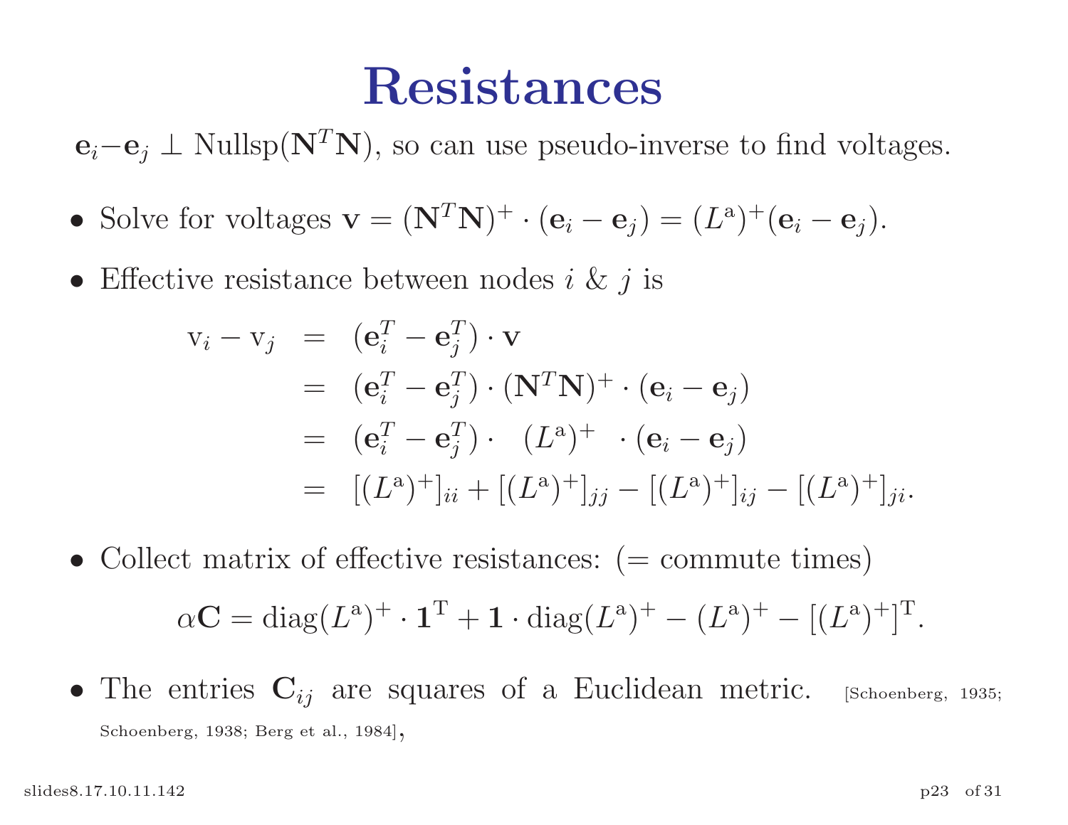# Resistances

$\mathbf{e}_i - \mathbf{e}_j \perp \text{Nullsp}(\mathbf{N}^T\mathbf{N})$, so can use pseudo-inverse to find voltages.

- Solve for voltages $\mathbf{v} = (\mathbf{N}^T\mathbf{N})^+ \cdot (\mathbf{e}_i - \mathbf{e}_j) = (L^{\text{a}})^+(\mathbf{e}_i - \mathbf{e}_j)$.
- Effective resistance between nodes $i$ & $j$ is

$$
\begin{aligned}
\text{v}_i - \text{v}_j &= (\mathbf{e}_i^T - \mathbf{e}_j^T) \cdot \mathbf{v} \\
&= (\mathbf{e}_i^T - \mathbf{e}_j^T) \cdot (\mathbf{N}^T\mathbf{N})^+ \cdot (\mathbf{e}_i - \mathbf{e}_j) \\
&= (\mathbf{e}_i^T - \mathbf{e}_j^T) \cdot \quad (L^{\text{a}})^+ \quad \cdot (\mathbf{e}_i - \mathbf{e}_j) \\
&= [(L^{\text{a}})^+]_{ii} + [(L^{\text{a}})^+]_{jj} - [(L^{\text{a}})^+]_{ij} - [(L^{\text{a}})^+]_{ji}.
\end{aligned}
$$

- Collect matrix of effective resistances: (= commute times)

$$\alpha \mathbf{C} = \text{diag}(L^{\text{a}})^+ \cdot \mathbf{1}^{\text{T}} + \mathbf{1} \cdot \text{diag}(L^{\text{a}})^+ - (L^{\text{a}})^+ - [(L^{\text{a}})^+]^{\text{T}}.$$

- The entries $\mathbf{C}_{ij}$ are squares of a Euclidean metric. [Schoenberg, 1935; Schoenberg, 1938; Berg et al., 1984],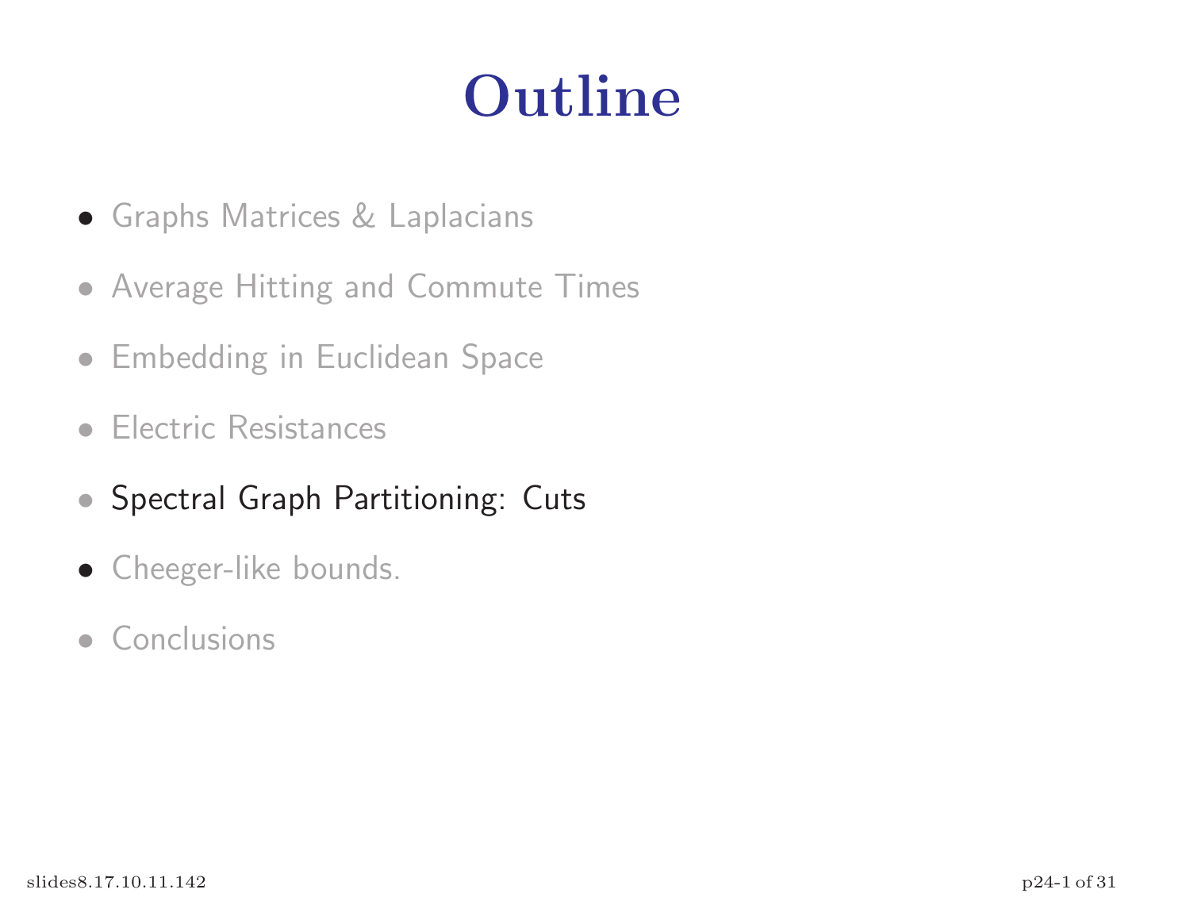# Outline

- Graphs Matrices & Laplacians
- Average Hitting and Commute Times
- Embedding in Euclidean Space
- Electric Resistances
- Spectral Graph Partitioning: Cuts
- Cheeger-like bounds.
- Conclusions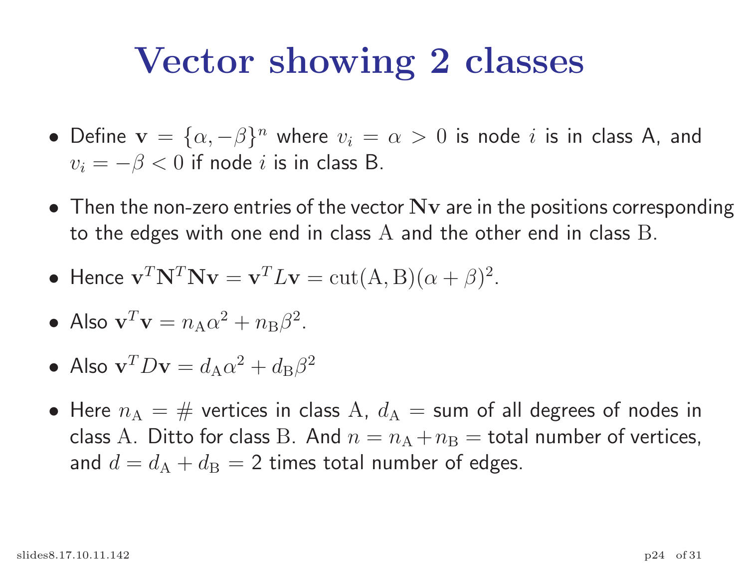# Vector showing 2 classes

- Define $\mathbf{v} = \{\alpha, -\beta\}^n$ where $v_i = \alpha > 0$ is node $i$ is in class A, and $v_i = -\beta < 0$ if node $i$ is in class B.
- Then the non-zero entries of the vector $\mathbf{N}\mathbf{v}$ are in the positions corresponding to the edges with one end in class $\mathrm{A}$ and the other end in class $\mathrm{B}$.
- Hence $\mathbf{v}^T\mathbf{N}^T\mathbf{N}\mathbf{v} = \mathbf{v}^T L\mathbf{v} = \mathrm{cut}(\mathrm{A},\mathrm{B})(\alpha+\beta)^2$.
- Also $\mathbf{v}^T\mathbf{v} = n_{\mathrm{A}}\alpha^2 + n_{\mathrm{B}}\beta^2$.
- Also $\mathbf{v}^T D\mathbf{v} = d_{\mathrm{A}}\alpha^2 + d_{\mathrm{B}}\beta^2$
- Here $n_{\mathrm{A}} = \#$ vertices in class $\mathrm{A}$, $d_{\mathrm{A}} =$ sum of all degrees of nodes in class $\mathrm{A}$. Ditto for class $\mathrm{B}$. And $n = n_{\mathrm{A}} + n_{\mathrm{B}} =$ total number of vertices, and $d = d_{\mathrm{A}} + d_{\mathrm{B}} = 2$ times total number of edges.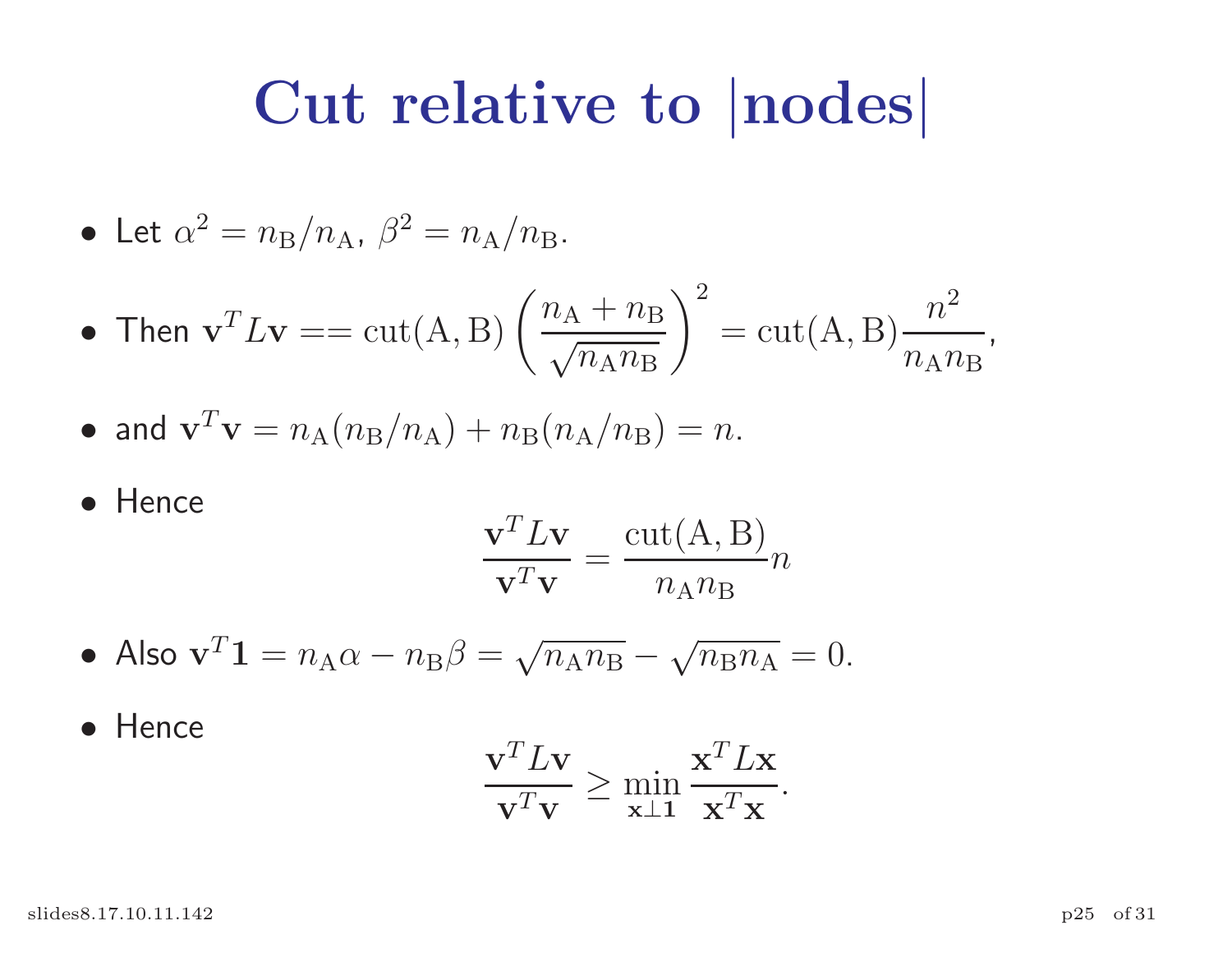# Cut relative to |nodes|

- Let $\alpha^2 = n_{\mathrm{B}}/n_{\mathrm{A}}$, $\beta^2 = n_{\mathrm{A}}/n_{\mathrm{B}}$.
- Then $\mathbf{v}^T L \mathbf{v} == \mathrm{cut}(\mathrm{A}, \mathrm{B}) \left( \dfrac{n_{\mathrm{A}} + n_{\mathrm{B}}}{\sqrt{n_{\mathrm{A}} n_{\mathrm{B}}}} \right)^2 = \mathrm{cut}(\mathrm{A}, \mathrm{B}) \dfrac{n^2}{n_{\mathrm{A}} n_{\mathrm{B}}}$,
- and $\mathbf{v}^T \mathbf{v} = n_{\mathrm{A}}(n_{\mathrm{B}}/n_{\mathrm{A}}) + n_{\mathrm{B}}(n_{\mathrm{A}}/n_{\mathrm{B}}) = n$.
- Hence

$$\frac{\mathbf{v}^T L \mathbf{v}}{\mathbf{v}^T \mathbf{v}} = \frac{\mathrm{cut}(\mathrm{A}, \mathrm{B})}{n_{\mathrm{A}} n_{\mathrm{B}}} n$$

- Also $\mathbf{v}^T \mathbf{1} = n_{\mathrm{A}} \alpha - n_{\mathrm{B}} \beta = \sqrt{n_{\mathrm{A}} n_{\mathrm{B}}} - \sqrt{n_{\mathrm{B}} n_{\mathrm{A}}} = 0$.
- Hence

$$\frac{\mathbf{v}^T L \mathbf{v}}{\mathbf{v}^T \mathbf{v}} \geq \min_{\mathbf{x} \perp \mathbf{1}} \frac{\mathbf{x}^T L \mathbf{x}}{\mathbf{x}^T \mathbf{x}}.$$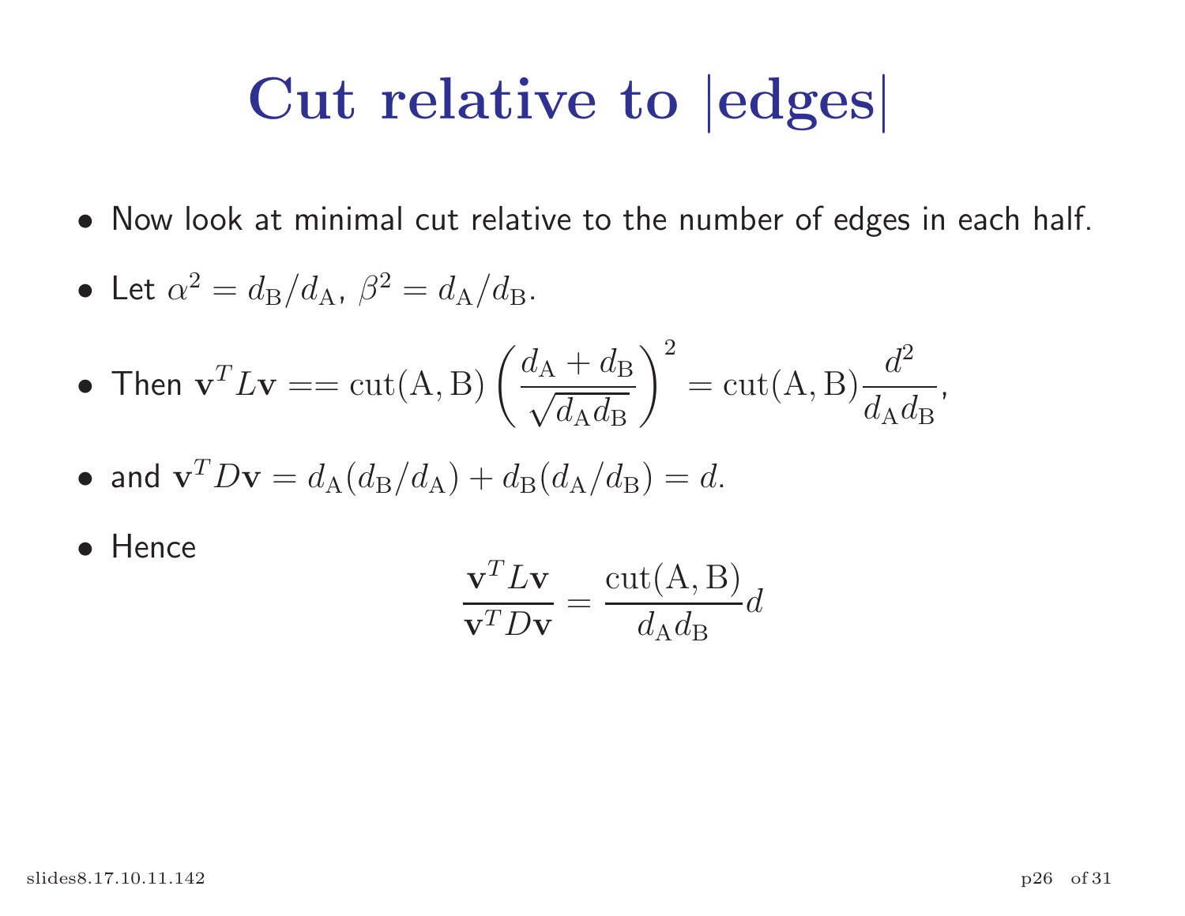# Cut relative to |edges|

- Now look at minimal cut relative to the number of edges in each half.
- Let $\alpha^2 = d_{\mathrm{B}}/d_{\mathrm{A}}$, $\beta^2 = d_{\mathrm{A}}/d_{\mathrm{B}}$.
- Then $\mathbf{v}^T L \mathbf{v} == \mathrm{cut}(\mathrm{A},\mathrm{B}) \left( \frac{d_{\mathrm{A}} + d_{\mathrm{B}}}{\sqrt{d_{\mathrm{A}} d_{\mathrm{B}}}} \right)^2 = \mathrm{cut}(\mathrm{A},\mathrm{B}) \frac{d^2}{d_{\mathrm{A}} d_{\mathrm{B}}}$,
- and $\mathbf{v}^T D \mathbf{v} = d_{\mathrm{A}}(d_{\mathrm{B}}/d_{\mathrm{A}}) + d_{\mathrm{B}}(d_{\mathrm{A}}/d_{\mathrm{B}}) = d$.
- Hence

$$\frac{\mathbf{v}^T L \mathbf{v}}{\mathbf{v}^T D \mathbf{v}} = \frac{\mathrm{cut}(\mathrm{A},\mathrm{B})}{d_{\mathrm{A}} d_{\mathrm{B}}} d$$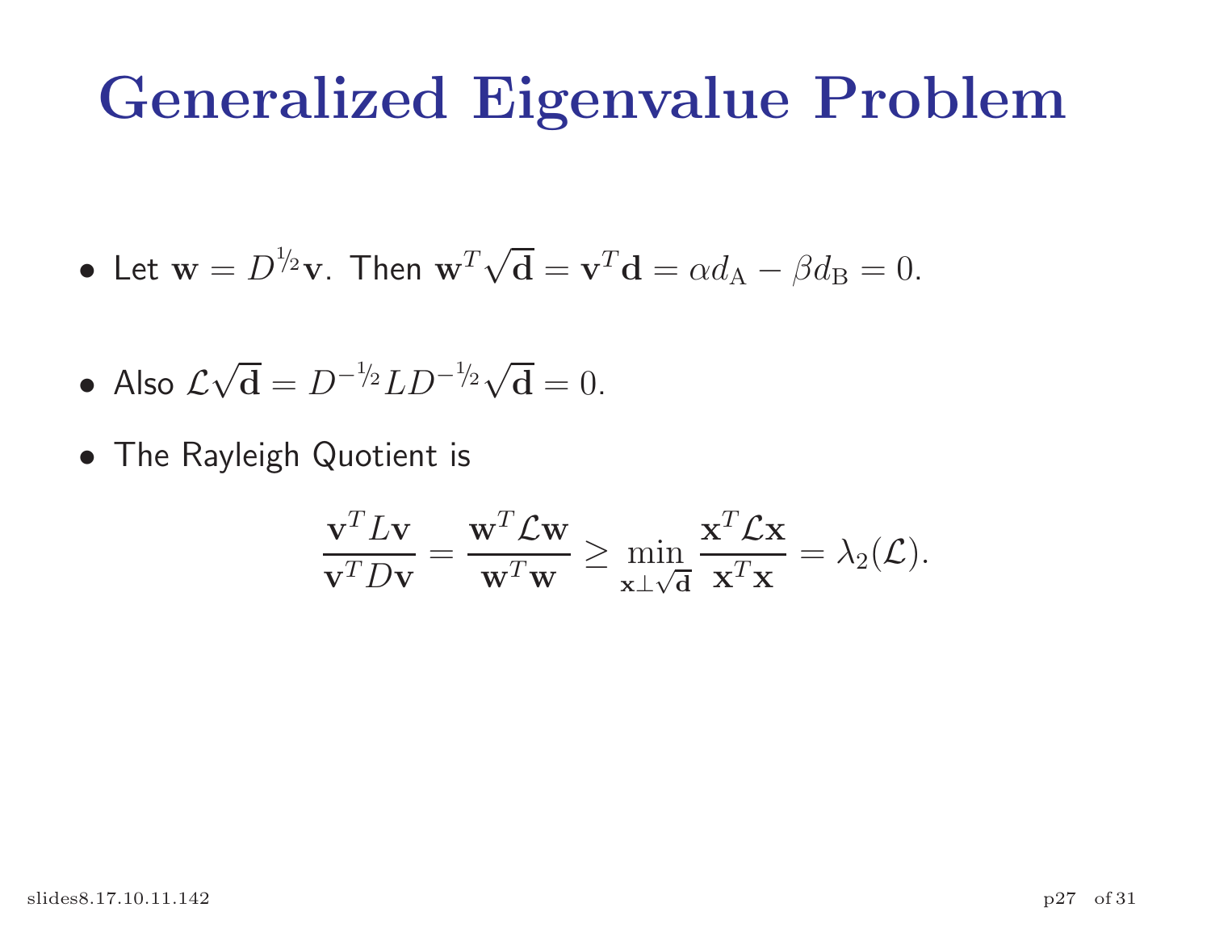# Generalized Eigenvalue Problem

- Let $\mathbf{w} = D^{1/2}\mathbf{v}$. Then $\mathbf{w}^T\sqrt{\mathbf{d}} = \mathbf{v}^T\mathbf{d} = \alpha d_{\mathrm{A}} - \beta d_{\mathrm{B}} = 0$.

- Also $\mathcal{L}\sqrt{\mathbf{d}} = D^{-1/2}LD^{-1/2}\sqrt{\mathbf{d}} = 0$.

- The Rayleigh Quotient is

$$\frac{\mathbf{v}^T L\mathbf{v}}{\mathbf{v}^T D\mathbf{v}} = \frac{\mathbf{w}^T \mathcal{L}\mathbf{w}}{\mathbf{w}^T\mathbf{w}} \geq \min_{\mathbf{x}\perp\sqrt{\mathbf{d}}} \frac{\mathbf{x}^T\mathcal{L}\mathbf{x}}{\mathbf{x}^T\mathbf{x}} = \lambda_2(\mathcal{L}).$$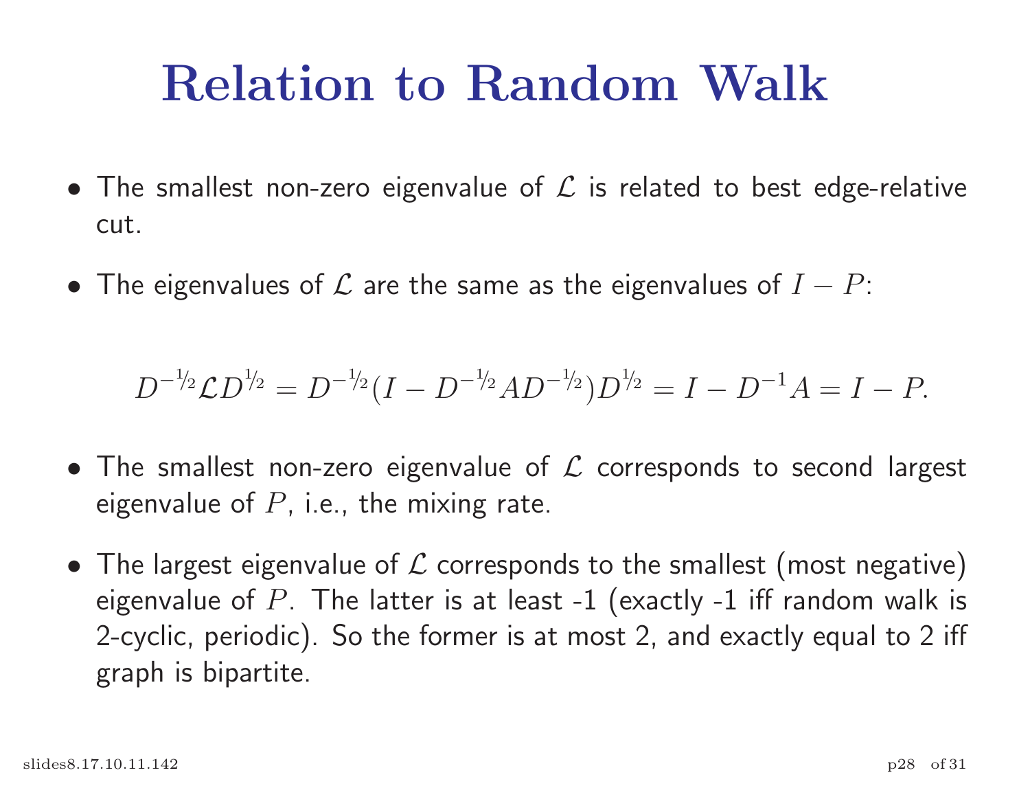# Relation to Random Walk

- The smallest non-zero eigenvalue of $\mathcal{L}$ is related to best edge-relative cut.

- The eigenvalues of $\mathcal{L}$ are the same as the eigenvalues of $I - P$:

$$D^{-1/2}\mathcal{L}D^{1/2} = D^{-1/2}(I - D^{-1/2}AD^{-1/2})D^{1/2} = I - D^{-1}A = I - P.$$

- The smallest non-zero eigenvalue of $\mathcal{L}$ corresponds to second largest eigenvalue of $P$, i.e., the mixing rate.

- The largest eigenvalue of $\mathcal{L}$ corresponds to the smallest (most negative) eigenvalue of $P$. The latter is at least -1 (exactly -1 iff random walk is 2-cyclic, periodic). So the former is at most 2, and exactly equal to 2 iff graph is bipartite.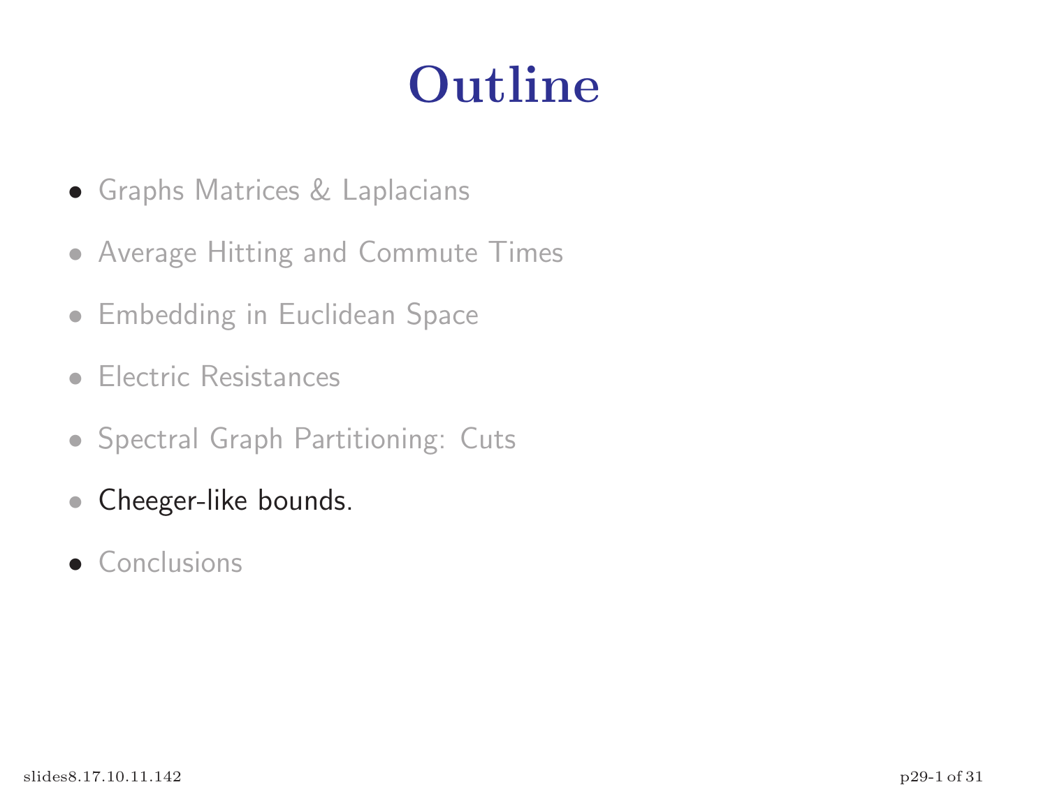# Outline

- Graphs Matrices & Laplacians
- Average Hitting and Commute Times
- Embedding in Euclidean Space
- Electric Resistances
- Spectral Graph Partitioning: Cuts
- Cheeger-like bounds.
- Conclusions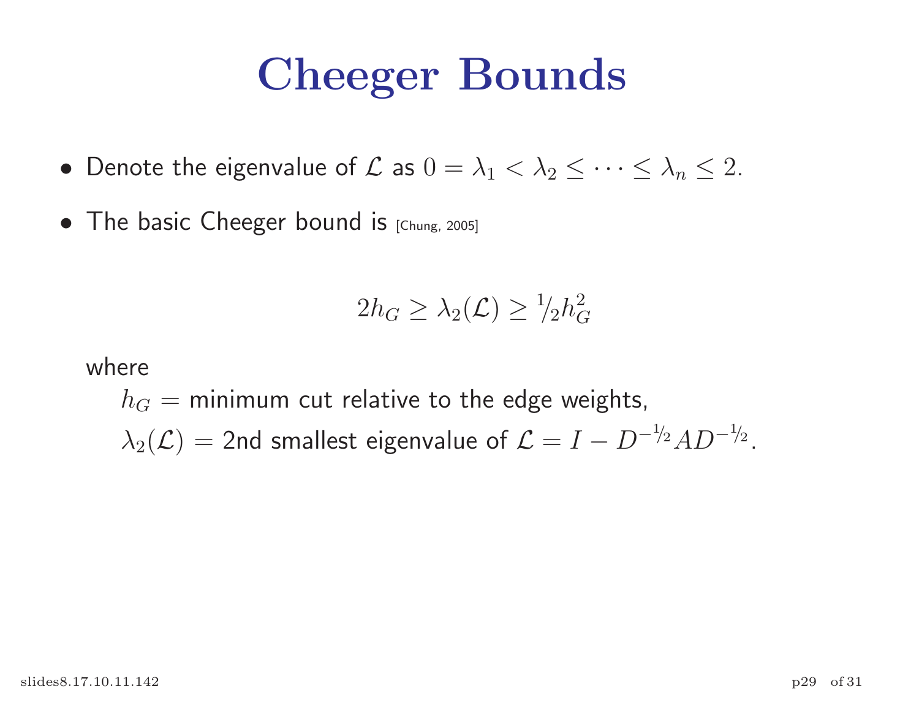# Cheeger Bounds

- Denote the eigenvalue of $\mathcal{L}$ as $0 = \lambda_1 < \lambda_2 \leq \cdots \leq \lambda_n \leq 2$.
- The basic Cheeger bound is [Chung, 2005]

$$2h_G \geq \lambda_2(\mathcal{L}) \geq {}^1\!/_2 h_G^2$$

where

$h_G =$ minimum cut relative to the edge weights,

$\lambda_2(\mathcal{L}) =$ 2nd smallest eigenvalue of $\mathcal{L} = I - D^{-1/2} A D^{-1/2}$.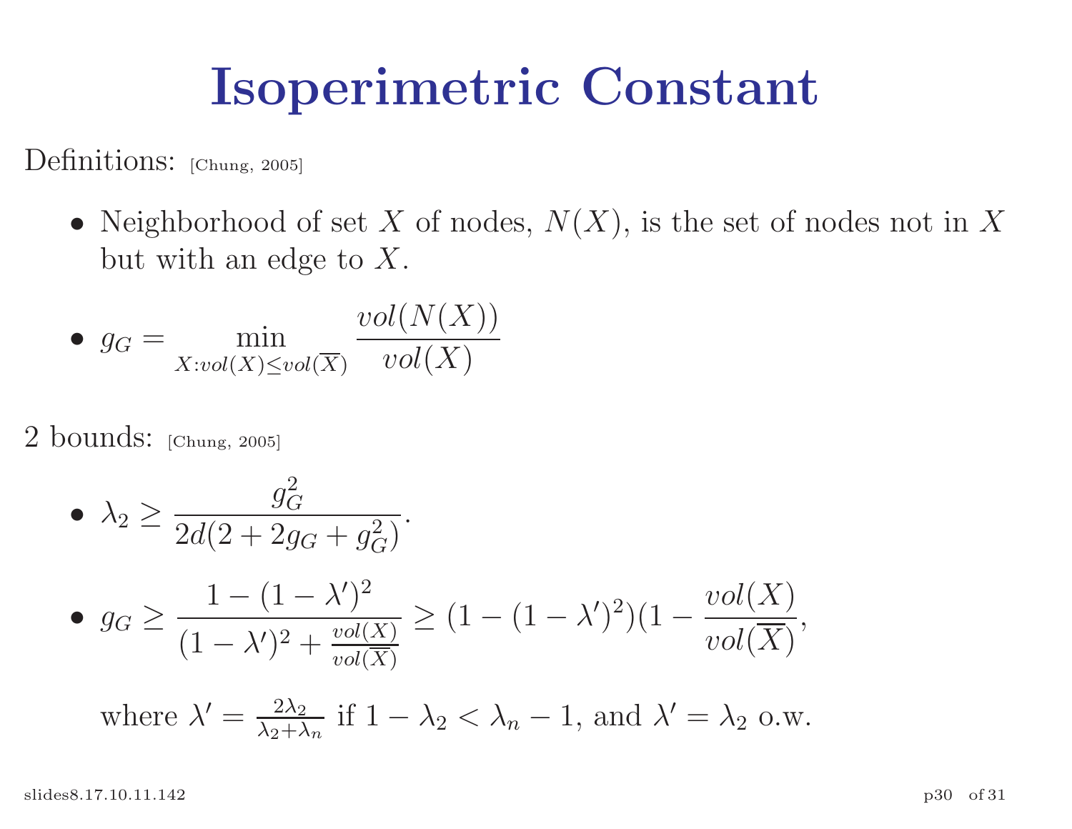# Isoperimetric Constant

Definitions: [Chung, 2005]

- Neighborhood of set $X$ of nodes, $N(X)$, is the set of nodes not in $X$ but with an edge to $X$.
- $g_G = \min_{X: vol(X) \leq vol(\overline{X})} \dfrac{vol(N(X))}{vol(X)}$

2 bounds: [Chung, 2005]

- $\lambda_2 \geq \dfrac{g_G^2}{2d(2 + 2g_G + g_G^2)}$.
- $g_G \geq \dfrac{1 - (1 - \lambda')^2}{(1 - \lambda')^2 + \frac{vol(X)}{vol(\overline{X})}} \geq (1 - (1 - \lambda')^2)(1 - \dfrac{vol(X)}{vol(\overline{X})}$,

  where $\lambda' = \frac{2\lambda_2}{\lambda_2 + \lambda_n}$ if $1 - \lambda_2 < \lambda_n - 1$, and $\lambda' = \lambda_2$ o.w.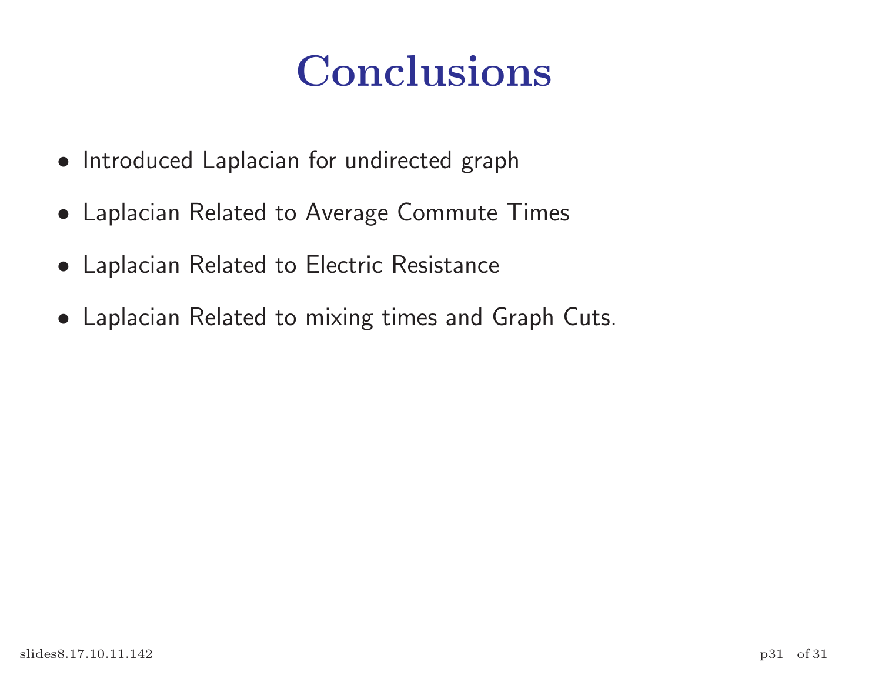# Conclusions

- Introduced Laplacian for undirected graph
- Laplacian Related to Average Commute Times
- Laplacian Related to Electric Resistance
- Laplacian Related to mixing times and Graph Cuts.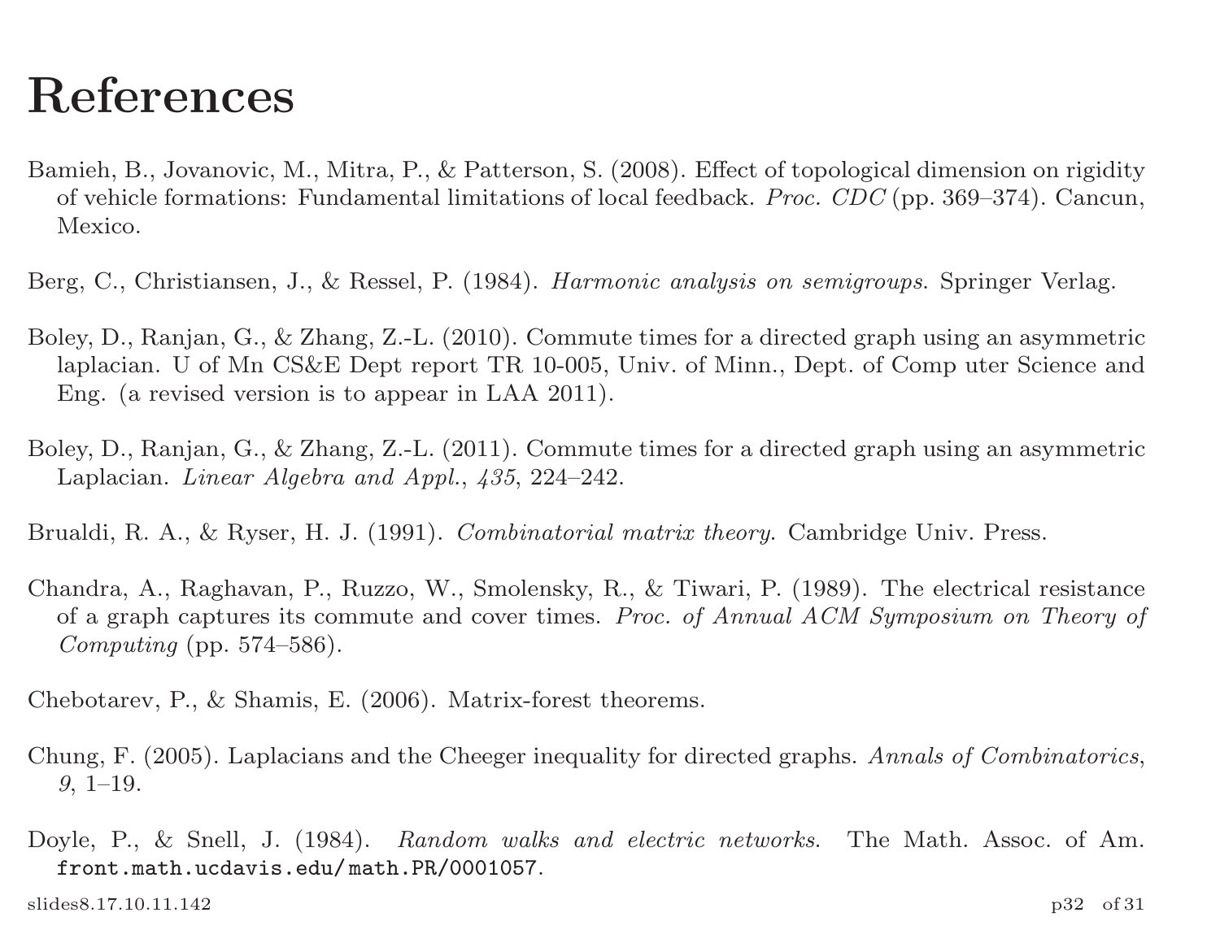# References

Bamieh, B., Jovanovic, M., Mitra, P., & Patterson, S. (2008). Effect of topological dimension on rigidity of vehicle formations: Fundamental limitations of local feedback. *Proc. CDC* (pp. 369–374). Cancun, Mexico.

Berg, C., Christiansen, J., & Ressel, P. (1984). *Harmonic analysis on semigroups*. Springer Verlag.

Boley, D., Ranjan, G., & Zhang, Z.-L. (2010). Commute times for a directed graph using an asymmetric laplacian. U of Mn CS&E Dept report TR 10-005, Univ. of Minn., Dept. of Comp uter Science and Eng. (a revised version is to appear in LAA 2011).

Boley, D., Ranjan, G., & Zhang, Z.-L. (2011). Commute times for a directed graph using an asymmetric Laplacian. *Linear Algebra and Appl.*, *435*, 224–242.

Brualdi, R. A., & Ryser, H. J. (1991). *Combinatorial matrix theory*. Cambridge Univ. Press.

Chandra, A., Raghavan, P., Ruzzo, W., Smolensky, R., & Tiwari, P. (1989). The electrical resistance of a graph captures its commute and cover times. *Proc. of Annual ACM Symposium on Theory of Computing* (pp. 574–586).

Chebotarev, P., & Shamis, E. (2006). Matrix-forest theorems.

Chung, F. (2005). Laplacians and the Cheeger inequality for directed graphs. *Annals of Combinatorics*, *9*, 1–19.

Doyle, P., & Snell, J. (1984). *Random walks and electric networks*. The Math. Assoc. of Am. `front.math.ucdavis.edu/math.PR/0001057`.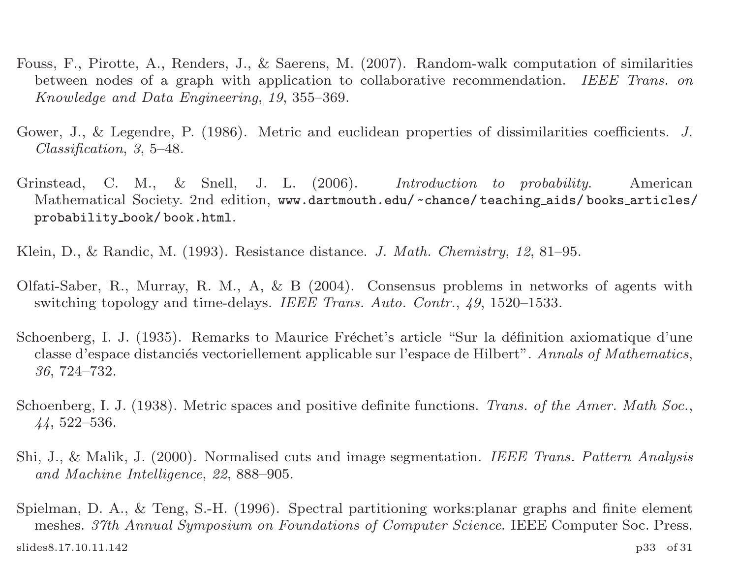Fouss, F., Pirotte, A., Renders, J., & Saerens, M. (2007). Random-walk computation of similarities between nodes of a graph with application to collaborative recommendation. *IEEE Trans. on Knowledge and Data Engineering*, *19*, 355–369.

Gower, J., & Legendre, P. (1986). Metric and euclidean properties of dissimilarities coefficients. *J. Classification*, *3*, 5–48.

Grinstead, C. M., & Snell, J. L. (2006). *Introduction to probability*. American Mathematical Society. 2nd edition, `www.dartmouth.edu/~chance/teaching_aids/books_articles/probability_book/book.html`.

Klein, D., & Randic, M. (1993). Resistance distance. *J. Math. Chemistry*, *12*, 81–95.

Olfati-Saber, R., Murray, R. M., A, & B (2004). Consensus problems in networks of agents with switching topology and time-delays. *IEEE Trans. Auto. Contr.*, *49*, 1520–1533.

Schoenberg, I. J. (1935). Remarks to Maurice Fréchet's article "Sur la définition axiomatique d'une classe d'espace distanciés vectoriellement applicable sur l'espace de Hilbert". *Annals of Mathematics*, *36*, 724–732.

Schoenberg, I. J. (1938). Metric spaces and positive definite functions. *Trans. of the Amer. Math Soc.*, *44*, 522–536.

Shi, J., & Malik, J. (2000). Normalised cuts and image segmentation. *IEEE Trans. Pattern Analysis and Machine Intelligence*, *22*, 888–905.

Spielman, D. A., & Teng, S.-H. (1996). Spectral partitioning works:planar graphs and finite element meshes. *37th Annual Symposium on Foundations of Computer Science*. IEEE Computer Soc. Press.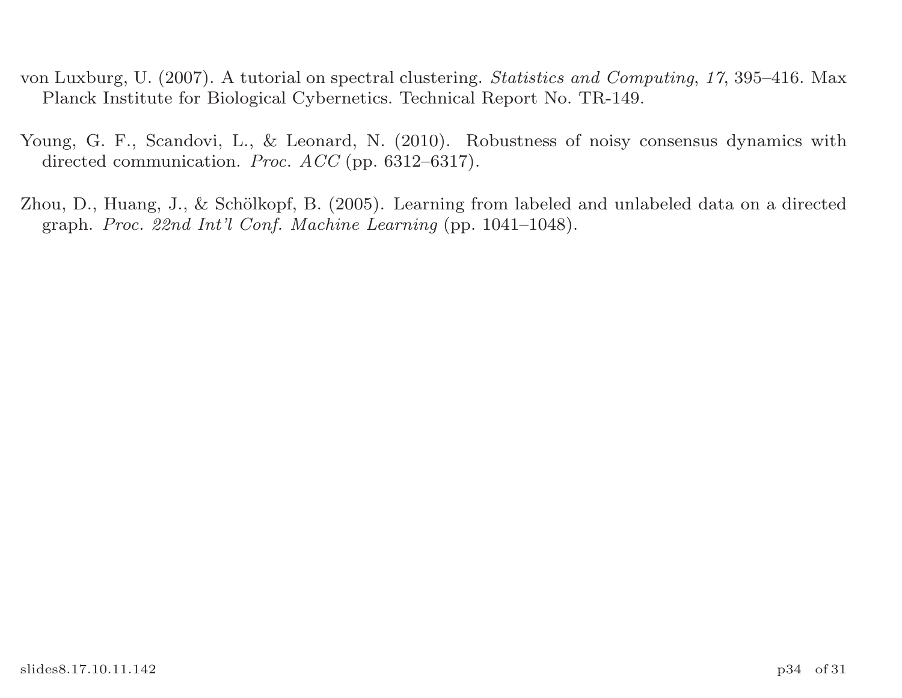von Luxburg, U. (2007). A tutorial on spectral clustering. *Statistics and Computing*, *17*, 395–416. Max Planck Institute for Biological Cybernetics. Technical Report No. TR-149.

Young, G. F., Scandovi, L., & Leonard, N. (2010). Robustness of noisy consensus dynamics with directed communication. *Proc. ACC* (pp. 6312–6317).

Zhou, D., Huang, J., & Schölkopf, B. (2005). Learning from labeled and unlabeled data on a directed graph. *Proc. 22nd Int'l Conf. Machine Learning* (pp. 1041–1048).